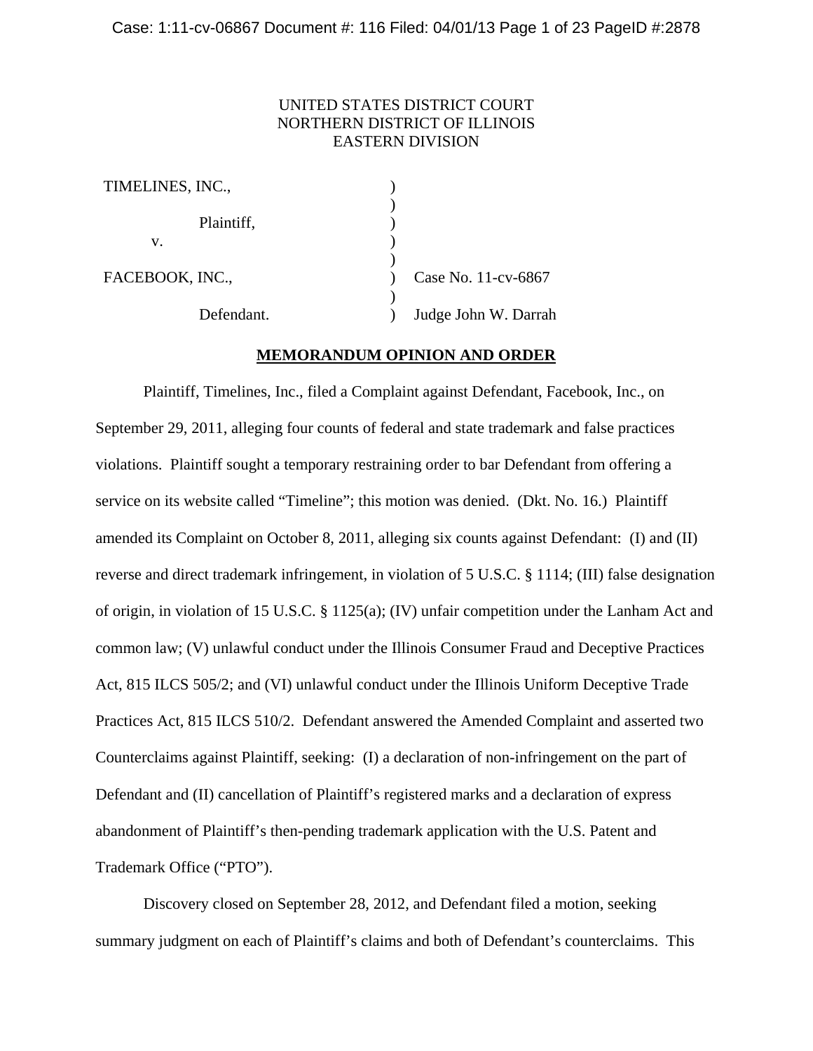UNITED STATES DISTRICT COURT
NORTHERN DISTRICT OF ILLINOIS
EASTERN DIVISION

| | | |
|---|---|---|
| TIMELINES, INC., | ) | |
| | ) | |
| Plaintiff, | ) | |
| v. | ) | |
| | ) | |
| FACEBOOK, INC., | ) | Case No. 11-cv-6867 |
| | ) | |
| Defendant. | ) | Judge John W. Darrah |

## MEMORANDUM OPINION AND ORDER

Plaintiff, Timelines, Inc., filed a Complaint against Defendant, Facebook, Inc., on September 29, 2011, alleging four counts of federal and state trademark and false practices violations. Plaintiff sought a temporary restraining order to bar Defendant from offering a service on its website called "Timeline"; this motion was denied. (Dkt. No. 16.) Plaintiff amended its Complaint on October 8, 2011, alleging six counts against Defendant: (I) and (II) reverse and direct trademark infringement, in violation of 5 U.S.C. § 1114; (III) false designation of origin, in violation of 15 U.S.C. § 1125(a); (IV) unfair competition under the Lanham Act and common law; (V) unlawful conduct under the Illinois Consumer Fraud and Deceptive Practices Act, 815 ILCS 505/2; and (VI) unlawful conduct under the Illinois Uniform Deceptive Trade Practices Act, 815 ILCS 510/2. Defendant answered the Amended Complaint and asserted two Counterclaims against Plaintiff, seeking: (I) a declaration of non-infringement on the part of Defendant and (II) cancellation of Plaintiff's registered marks and a declaration of express abandonment of Plaintiff's then-pending trademark application with the U.S. Patent and Trademark Office ("PTO").

Discovery closed on September 28, 2012, and Defendant filed a motion, seeking summary judgment on each of Plaintiff's claims and both of Defendant's counterclaims. This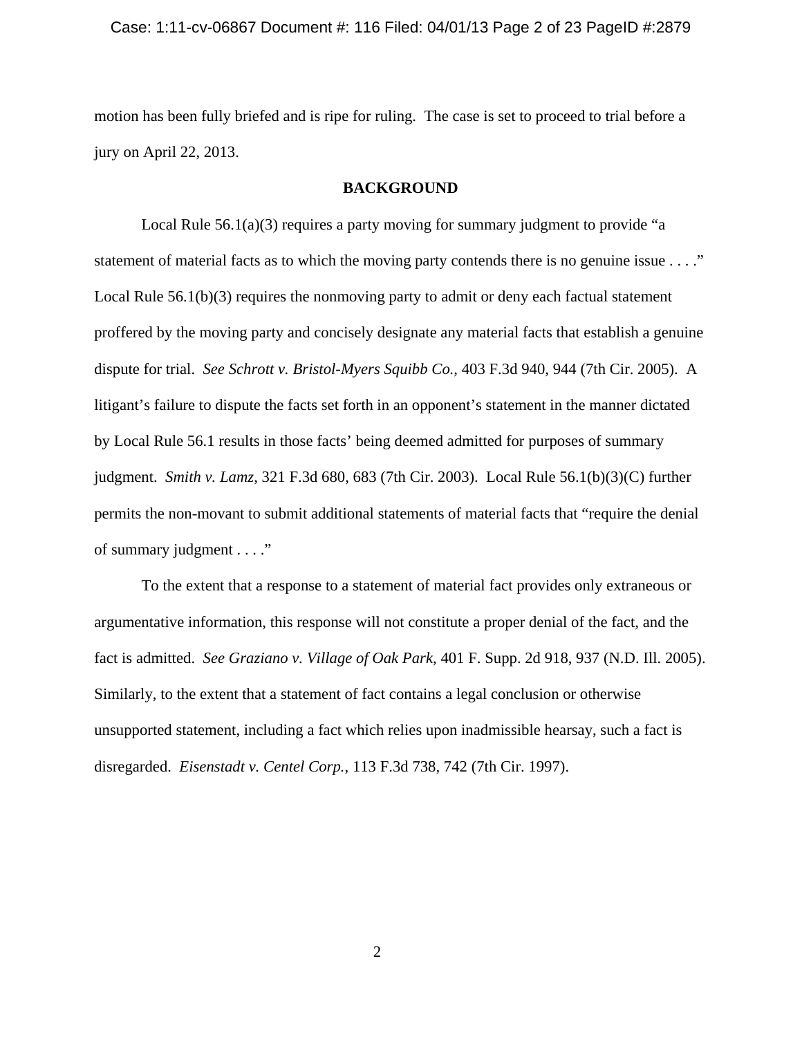motion has been fully briefed and is ripe for ruling. The case is set to proceed to trial before a jury on April 22, 2013.

## BACKGROUND

Local Rule 56.1(a)(3) requires a party moving for summary judgment to provide "a statement of material facts as to which the moving party contends there is no genuine issue . . . ." Local Rule 56.1(b)(3) requires the nonmoving party to admit or deny each factual statement proffered by the moving party and concisely designate any material facts that establish a genuine dispute for trial. *See Schrott v. Bristol-Myers Squibb Co.*, 403 F.3d 940, 944 (7th Cir. 2005). A litigant's failure to dispute the facts set forth in an opponent's statement in the manner dictated by Local Rule 56.1 results in those facts' being deemed admitted for purposes of summary judgment. *Smith v. Lamz*, 321 F.3d 680, 683 (7th Cir. 2003). Local Rule 56.1(b)(3)(C) further permits the non-movant to submit additional statements of material facts that "require the denial of summary judgment . . . ."

To the extent that a response to a statement of material fact provides only extraneous or argumentative information, this response will not constitute a proper denial of the fact, and the fact is admitted. *See Graziano v. Village of Oak Park*, 401 F. Supp. 2d 918, 937 (N.D. Ill. 2005). Similarly, to the extent that a statement of fact contains a legal conclusion or otherwise unsupported statement, including a fact which relies upon inadmissible hearsay, such a fact is disregarded. *Eisenstadt v. Centel Corp.*, 113 F.3d 738, 742 (7th Cir. 1997).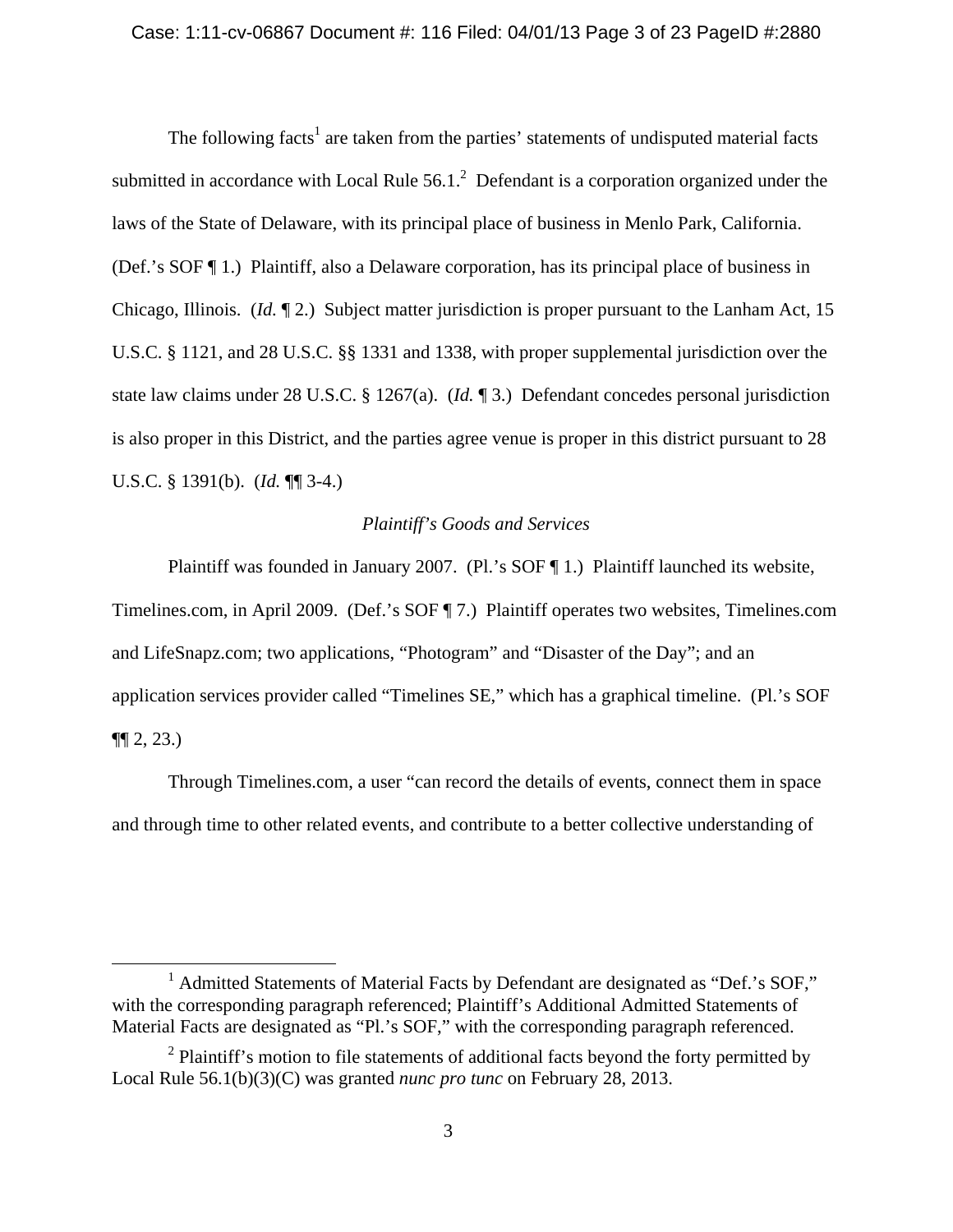The following facts[1] are taken from the parties' statements of undisputed material facts submitted in accordance with Local Rule 56.1.[2] Defendant is a corporation organized under the laws of the State of Delaware, with its principal place of business in Menlo Park, California. (Def.'s SOF ¶ 1.) Plaintiff, also a Delaware corporation, has its principal place of business in Chicago, Illinois. (*Id.* ¶ 2.) Subject matter jurisdiction is proper pursuant to the Lanham Act, 15 U.S.C. § 1121, and 28 U.S.C. §§ 1331 and 1338, with proper supplemental jurisdiction over the state law claims under 28 U.S.C. § 1267(a). (*Id.* ¶ 3.) Defendant concedes personal jurisdiction is also proper in this District, and the parties agree venue is proper in this district pursuant to 28 U.S.C. § 1391(b). (*Id.* ¶¶ 3-4.)

*Plaintiff's Goods and Services*

Plaintiff was founded in January 2007. (Pl.'s SOF ¶ 1.) Plaintiff launched its website, Timelines.com, in April 2009. (Def.'s SOF ¶ 7.) Plaintiff operates two websites, Timelines.com and LifeSnapz.com; two applications, "Photogram" and "Disaster of the Day"; and an application services provider called "Timelines SE," which has a graphical timeline. (Pl.'s SOF ¶¶ 2, 23.)

Through Timelines.com, a user "can record the details of events, connect them in space and through time to other related events, and contribute to a better collective understanding of

---

[1] Admitted Statements of Material Facts by Defendant are designated as "Def.'s SOF," with the corresponding paragraph referenced; Plaintiff's Additional Admitted Statements of Material Facts are designated as "Pl.'s SOF," with the corresponding paragraph referenced.

[2] Plaintiff's motion to file statements of additional facts beyond the forty permitted by Local Rule 56.1(b)(3)(C) was granted *nunc pro tunc* on February 28, 2013.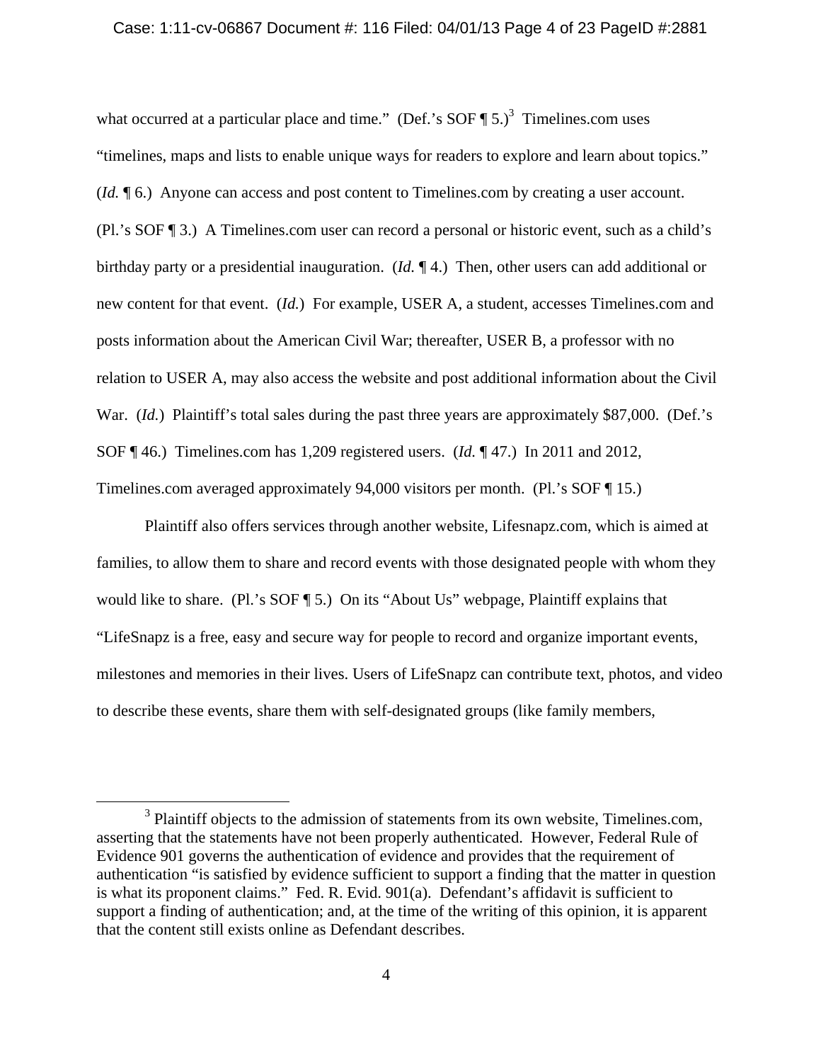what occurred at a particular place and time." (Def.'s SOF ¶ 5.)[3] Timelines.com uses "timelines, maps and lists to enable unique ways for readers to explore and learn about topics." (*Id.* ¶ 6.) Anyone can access and post content to Timelines.com by creating a user account. (Pl.'s SOF ¶ 3.) A Timelines.com user can record a personal or historic event, such as a child's birthday party or a presidential inauguration. (*Id.* ¶ 4.) Then, other users can add additional or new content for that event. (*Id.*) For example, USER A, a student, accesses Timelines.com and posts information about the American Civil War; thereafter, USER B, a professor with no relation to USER A, may also access the website and post additional information about the Civil War. (*Id.*) Plaintiff's total sales during the past three years are approximately $87,000. (Def.'s SOF ¶ 46.) Timelines.com has 1,209 registered users. (*Id.* ¶ 47.) In 2011 and 2012, Timelines.com averaged approximately 94,000 visitors per month. (Pl.'s SOF ¶ 15.)

Plaintiff also offers services through another website, Lifesnapz.com, which is aimed at families, to allow them to share and record events with those designated people with whom they would like to share. (Pl.'s SOF ¶ 5.) On its "About Us" webpage, Plaintiff explains that "LifeSnapz is a free, easy and secure way for people to record and organize important events, milestones and memories in their lives. Users of LifeSnapz can contribute text, photos, and video to describe these events, share them with self-designated groups (like family members,

---

[3] Plaintiff objects to the admission of statements from its own website, Timelines.com, asserting that the statements have not been properly authenticated. However, Federal Rule of Evidence 901 governs the authentication of evidence and provides that the requirement of authentication "is satisfied by evidence sufficient to support a finding that the matter in question is what its proponent claims." Fed. R. Evid. 901(a). Defendant's affidavit is sufficient to support a finding of authentication; and, at the time of the writing of this opinion, it is apparent that the content still exists online as Defendant describes.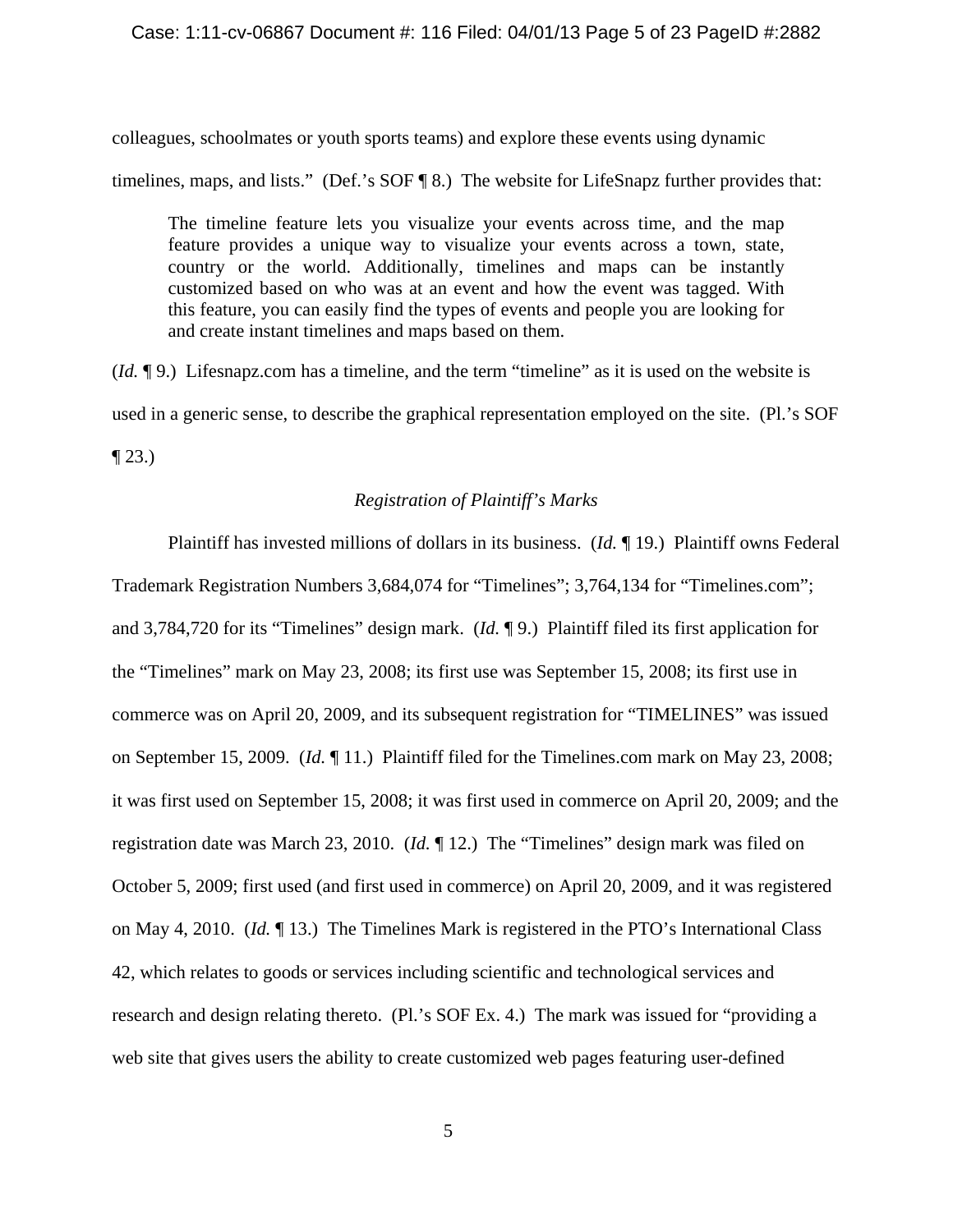colleagues, schoolmates or youth sports teams) and explore these events using dynamic timelines, maps, and lists." (Def.'s SOF ¶ 8.) The website for LifeSnapz further provides that:

> The timeline feature lets you visualize your events across time, and the map feature provides a unique way to visualize your events across a town, state, country or the world. Additionally, timelines and maps can be instantly customized based on who was at an event and how the event was tagged. With this feature, you can easily find the types of events and people you are looking for and create instant timelines and maps based on them.

(*Id.* ¶ 9.) Lifesnapz.com has a timeline, and the term "timeline" as it is used on the website is used in a generic sense, to describe the graphical representation employed on the site. (Pl.'s SOF ¶ 23.)

*Registration of Plaintiff's Marks*

Plaintiff has invested millions of dollars in its business. (*Id.* ¶ 19.) Plaintiff owns Federal Trademark Registration Numbers 3,684,074 for "Timelines"; 3,764,134 for "Timelines.com"; and 3,784,720 for its "Timelines" design mark. (*Id.* ¶ 9.) Plaintiff filed its first application for the "Timelines" mark on May 23, 2008; its first use was September 15, 2008; its first use in commerce was on April 20, 2009, and its subsequent registration for "TIMELINES" was issued on September 15, 2009. (*Id.* ¶ 11.) Plaintiff filed for the Timelines.com mark on May 23, 2008; it was first used on September 15, 2008; it was first used in commerce on April 20, 2009; and the registration date was March 23, 2010. (*Id.* ¶ 12.) The "Timelines" design mark was filed on October 5, 2009; first used (and first used in commerce) on April 20, 2009, and it was registered on May 4, 2010. (*Id.* ¶ 13.) The Timelines Mark is registered in the PTO's International Class 42, which relates to goods or services including scientific and technological services and research and design relating thereto. (Pl.'s SOF Ex. 4.) The mark was issued for "providing a web site that gives users the ability to create customized web pages featuring user-defined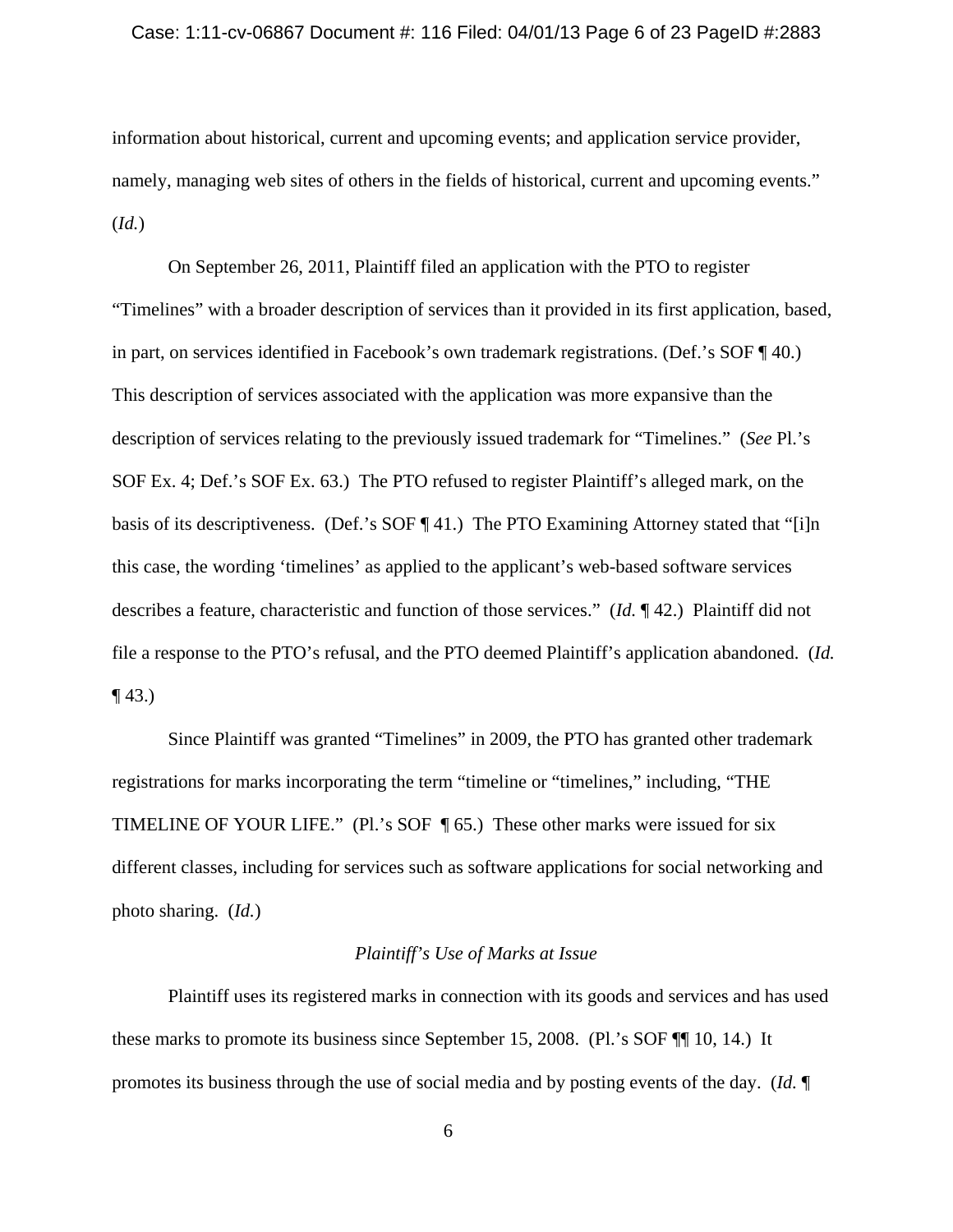information about historical, current and upcoming events; and application service provider, namely, managing web sites of others in the fields of historical, current and upcoming events." (*Id.*)

On September 26, 2011, Plaintiff filed an application with the PTO to register "Timelines" with a broader description of services than it provided in its first application, based, in part, on services identified in Facebook's own trademark registrations. (Def.'s SOF ¶ 40.) This description of services associated with the application was more expansive than the description of services relating to the previously issued trademark for "Timelines." (*See* Pl.'s SOF Ex. 4; Def.'s SOF Ex. 63.) The PTO refused to register Plaintiff's alleged mark, on the basis of its descriptiveness. (Def.'s SOF ¶ 41.) The PTO Examining Attorney stated that "[i]n this case, the wording 'timelines' as applied to the applicant's web-based software services describes a feature, characteristic and function of those services." (*Id.* ¶ 42.) Plaintiff did not file a response to the PTO's refusal, and the PTO deemed Plaintiff's application abandoned. (*Id.* ¶ 43.)

Since Plaintiff was granted "Timelines" in 2009, the PTO has granted other trademark registrations for marks incorporating the term "timeline or "timelines," including, "THE TIMELINE OF YOUR LIFE." (Pl.'s SOF ¶ 65.) These other marks were issued for six different classes, including for services such as software applications for social networking and photo sharing. (*Id.*)

*Plaintiff's Use of Marks at Issue*

Plaintiff uses its registered marks in connection with its goods and services and has used these marks to promote its business since September 15, 2008. (Pl.'s SOF ¶¶ 10, 14.) It promotes its business through the use of social media and by posting events of the day. (*Id.* ¶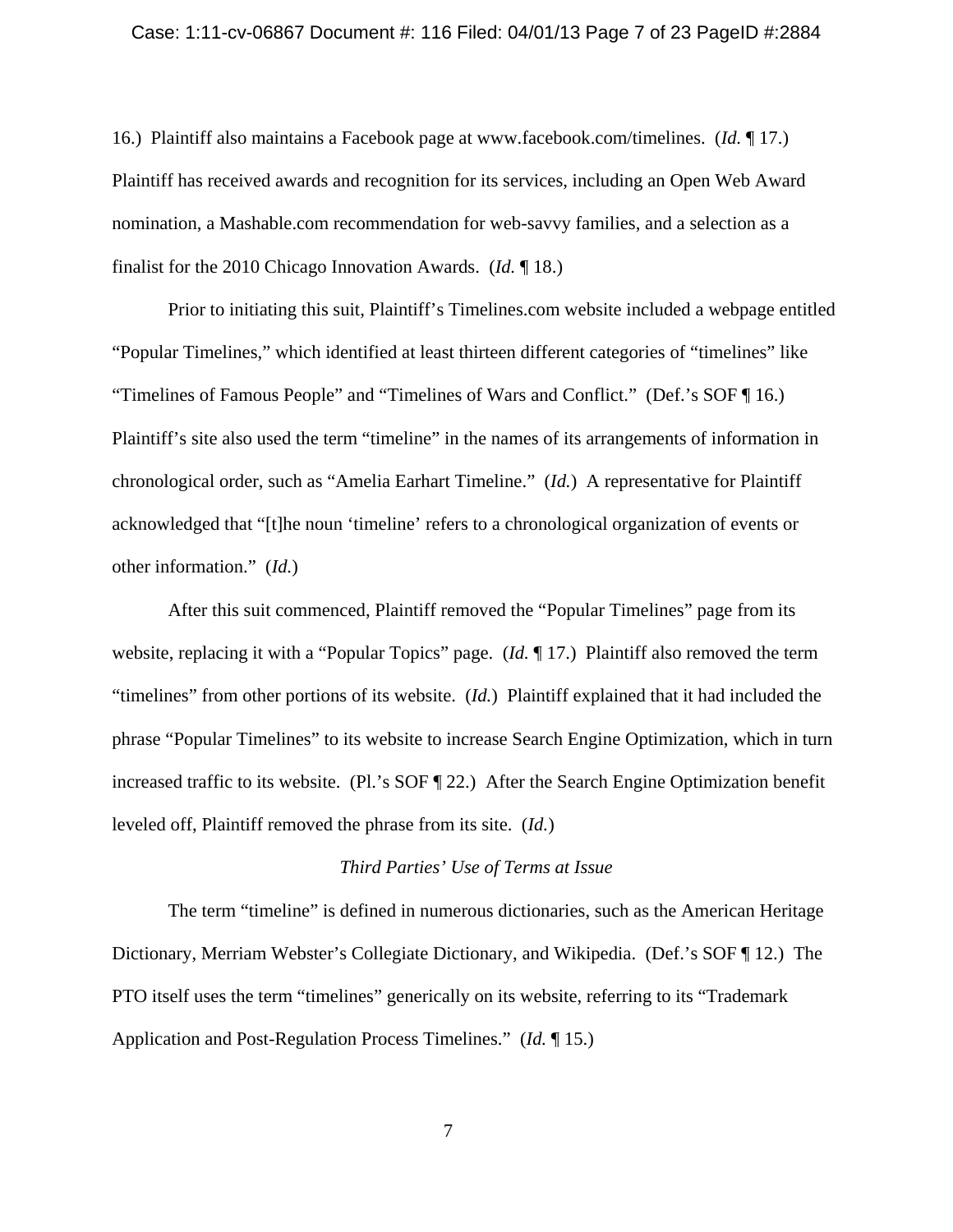16.) Plaintiff also maintains a Facebook page at www.facebook.com/timelines. (*Id.* ¶ 17.) Plaintiff has received awards and recognition for its services, including an Open Web Award nomination, a Mashable.com recommendation for web-savvy families, and a selection as a finalist for the 2010 Chicago Innovation Awards. (*Id.* ¶ 18.)

Prior to initiating this suit, Plaintiff's Timelines.com website included a webpage entitled "Popular Timelines," which identified at least thirteen different categories of "timelines" like "Timelines of Famous People" and "Timelines of Wars and Conflict." (Def.'s SOF ¶ 16.) Plaintiff's site also used the term "timeline" in the names of its arrangements of information in chronological order, such as "Amelia Earhart Timeline." (*Id.*) A representative for Plaintiff acknowledged that "[t]he noun 'timeline' refers to a chronological organization of events or other information." (*Id.*)

After this suit commenced, Plaintiff removed the "Popular Timelines" page from its website, replacing it with a "Popular Topics" page. (*Id.* ¶ 17.) Plaintiff also removed the term "timelines" from other portions of its website. (*Id.*) Plaintiff explained that it had included the phrase "Popular Timelines" to its website to increase Search Engine Optimization, which in turn increased traffic to its website. (Pl.'s SOF ¶ 22.) After the Search Engine Optimization benefit leveled off, Plaintiff removed the phrase from its site. (*Id.*)

*Third Parties' Use of Terms at Issue*

The term "timeline" is defined in numerous dictionaries, such as the American Heritage Dictionary, Merriam Webster's Collegiate Dictionary, and Wikipedia. (Def.'s SOF ¶ 12.) The PTO itself uses the term "timelines" generically on its website, referring to its "Trademark Application and Post-Regulation Process Timelines." (*Id.* ¶ 15.)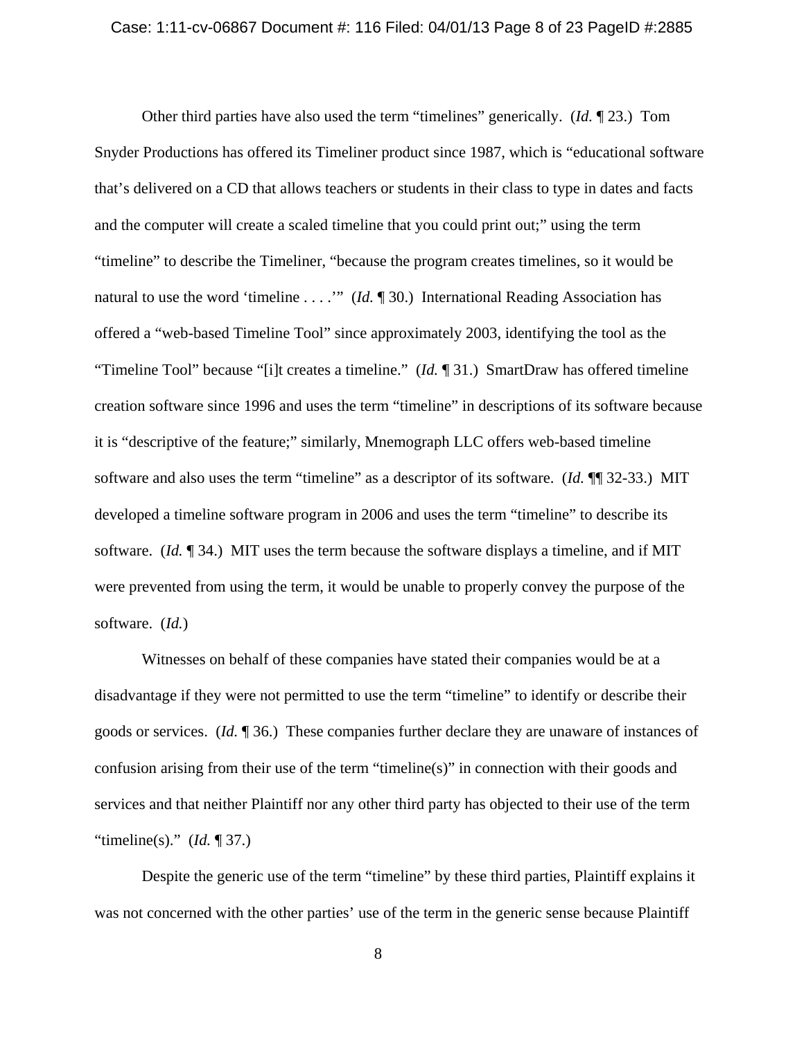Other third parties have also used the term "timelines" generically. (*Id.* ¶ 23.) Tom Snyder Productions has offered its Timeliner product since 1987, which is "educational software that's delivered on a CD that allows teachers or students in their class to type in dates and facts and the computer will create a scaled timeline that you could print out;" using the term "timeline" to describe the Timeliner, "because the program creates timelines, so it would be natural to use the word 'timeline . . . .'" (*Id.* ¶ 30.) International Reading Association has offered a "web-based Timeline Tool" since approximately 2003, identifying the tool as the "Timeline Tool" because "[i]t creates a timeline." (*Id.* ¶ 31.) SmartDraw has offered timeline creation software since 1996 and uses the term "timeline" in descriptions of its software because it is "descriptive of the feature;" similarly, Mnemograph LLC offers web-based timeline software and also uses the term "timeline" as a descriptor of its software. (*Id.* ¶¶ 32-33.) MIT developed a timeline software program in 2006 and uses the term "timeline" to describe its software. (*Id.* ¶ 34.) MIT uses the term because the software displays a timeline, and if MIT were prevented from using the term, it would be unable to properly convey the purpose of the software. (*Id.*)

Witnesses on behalf of these companies have stated their companies would be at a disadvantage if they were not permitted to use the term "timeline" to identify or describe their goods or services. (*Id.* ¶ 36.) These companies further declare they are unaware of instances of confusion arising from their use of the term "timeline(s)" in connection with their goods and services and that neither Plaintiff nor any other third party has objected to their use of the term "timeline(s)." (*Id.* ¶ 37.)

Despite the generic use of the term "timeline" by these third parties, Plaintiff explains it was not concerned with the other parties' use of the term in the generic sense because Plaintiff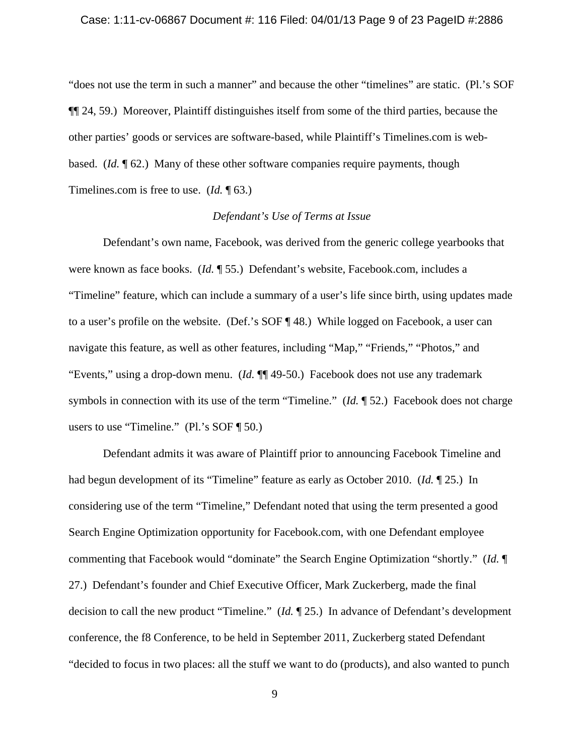"does not use the term in such a manner" and because the other "timelines" are static. (Pl.'s SOF ¶¶ 24, 59.) Moreover, Plaintiff distinguishes itself from some of the third parties, because the other parties' goods or services are software-based, while Plaintiff's Timelines.com is web-based. (*Id.* ¶ 62.) Many of these other software companies require payments, though Timelines.com is free to use. (*Id.* ¶ 63.)

*Defendant's Use of Terms at Issue*

Defendant's own name, Facebook, was derived from the generic college yearbooks that were known as face books. (*Id.* ¶ 55.) Defendant's website, Facebook.com, includes a "Timeline" feature, which can include a summary of a user's life since birth, using updates made to a user's profile on the website. (Def.'s SOF ¶ 48.) While logged on Facebook, a user can navigate this feature, as well as other features, including "Map," "Friends," "Photos," and "Events," using a drop-down menu. (*Id.* ¶¶ 49-50.) Facebook does not use any trademark symbols in connection with its use of the term "Timeline." (*Id.* ¶ 52.) Facebook does not charge users to use "Timeline." (Pl.'s SOF ¶ 50.)

Defendant admits it was aware of Plaintiff prior to announcing Facebook Timeline and had begun development of its "Timeline" feature as early as October 2010. (*Id.* ¶ 25.) In considering use of the term "Timeline," Defendant noted that using the term presented a good Search Engine Optimization opportunity for Facebook.com, with one Defendant employee commenting that Facebook would "dominate" the Search Engine Optimization "shortly." (*Id.* ¶ 27.) Defendant's founder and Chief Executive Officer, Mark Zuckerberg, made the final decision to call the new product "Timeline." (*Id.* ¶ 25.) In advance of Defendant's development conference, the f8 Conference, to be held in September 2011, Zuckerberg stated Defendant "decided to focus in two places: all the stuff we want to do (products), and also wanted to punch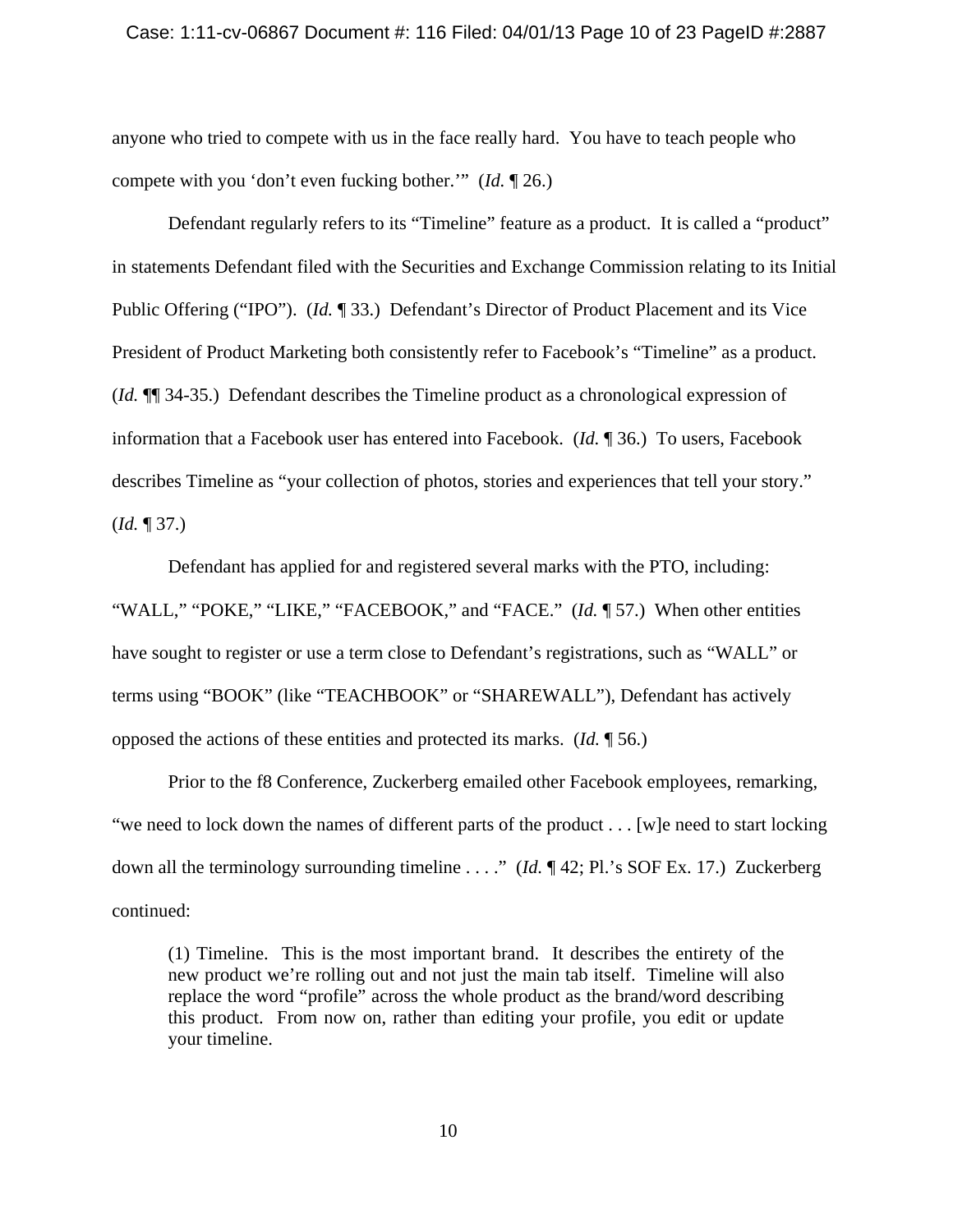anyone who tried to compete with us in the face really hard. You have to teach people who compete with you 'don't even fucking bother.'" (*Id.* ¶ 26.)

Defendant regularly refers to its "Timeline" feature as a product. It is called a "product" in statements Defendant filed with the Securities and Exchange Commission relating to its Initial Public Offering ("IPO"). (*Id.* ¶ 33.) Defendant's Director of Product Placement and its Vice President of Product Marketing both consistently refer to Facebook's "Timeline" as a product. (*Id.* ¶¶ 34-35.) Defendant describes the Timeline product as a chronological expression of information that a Facebook user has entered into Facebook. (*Id.* ¶ 36.) To users, Facebook describes Timeline as "your collection of photos, stories and experiences that tell your story." (*Id.* ¶ 37.)

Defendant has applied for and registered several marks with the PTO, including: "WALL," "POKE," "LIKE," "FACEBOOK," and "FACE." (*Id.* ¶ 57.) When other entities have sought to register or use a term close to Defendant's registrations, such as "WALL" or terms using "BOOK" (like "TEACHBOOK" or "SHAREWALL"), Defendant has actively opposed the actions of these entities and protected its marks. (*Id.* ¶ 56.)

Prior to the f8 Conference, Zuckerberg emailed other Facebook employees, remarking, "we need to lock down the names of different parts of the product . . . [w]e need to start locking down all the terminology surrounding timeline . . . ." (*Id.* ¶ 42; Pl.'s SOF Ex. 17.) Zuckerberg continued:

> (1) Timeline. This is the most important brand. It describes the entirety of the new product we're rolling out and not just the main tab itself. Timeline will also replace the word "profile" across the whole product as the brand/word describing this product. From now on, rather than editing your profile, you edit or update your timeline.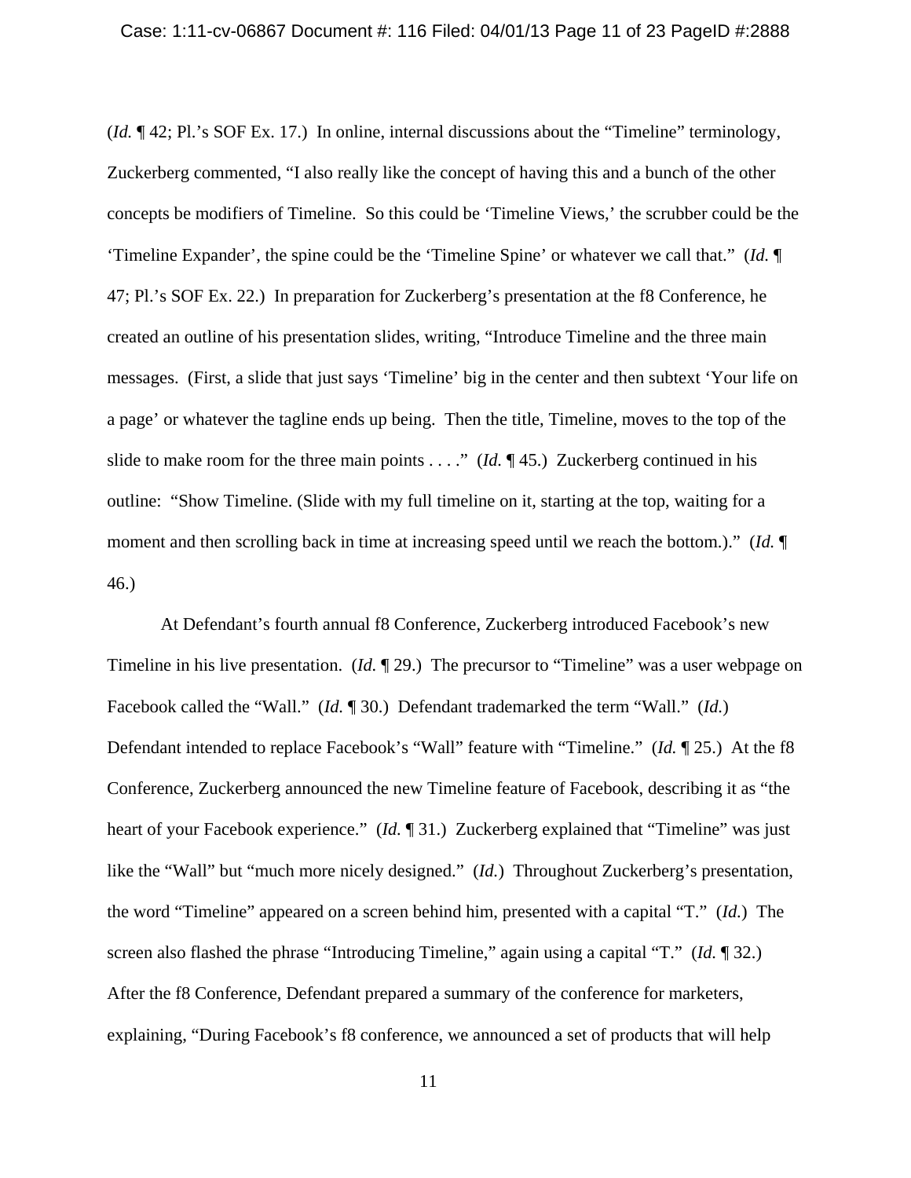(*Id.* ¶ 42; Pl.'s SOF Ex. 17.) In online, internal discussions about the "Timeline" terminology, Zuckerberg commented, "I also really like the concept of having this and a bunch of the other concepts be modifiers of Timeline. So this could be 'Timeline Views,' the scrubber could be the 'Timeline Expander', the spine could be the 'Timeline Spine' or whatever we call that." (*Id.* ¶ 47; Pl.'s SOF Ex. 22.) In preparation for Zuckerberg's presentation at the f8 Conference, he created an outline of his presentation slides, writing, "Introduce Timeline and the three main messages. (First, a slide that just says 'Timeline' big in the center and then subtext 'Your life on a page' or whatever the tagline ends up being. Then the title, Timeline, moves to the top of the slide to make room for the three main points . . . ." (*Id.* ¶ 45.) Zuckerberg continued in his outline: "Show Timeline. (Slide with my full timeline on it, starting at the top, waiting for a moment and then scrolling back in time at increasing speed until we reach the bottom.)." (*Id.* ¶ 46.)

At Defendant's fourth annual f8 Conference, Zuckerberg introduced Facebook's new Timeline in his live presentation. (*Id.* ¶ 29.) The precursor to "Timeline" was a user webpage on Facebook called the "Wall." (*Id.* ¶ 30.) Defendant trademarked the term "Wall." (*Id.*) Defendant intended to replace Facebook's "Wall" feature with "Timeline." (*Id.* ¶ 25.) At the f8 Conference, Zuckerberg announced the new Timeline feature of Facebook, describing it as "the heart of your Facebook experience." (*Id.* ¶ 31.) Zuckerberg explained that "Timeline" was just like the "Wall" but "much more nicely designed." (*Id.*) Throughout Zuckerberg's presentation, the word "Timeline" appeared on a screen behind him, presented with a capital "T." (*Id.*) The screen also flashed the phrase "Introducing Timeline," again using a capital "T." (*Id.* ¶ 32.) After the f8 Conference, Defendant prepared a summary of the conference for marketers, explaining, "During Facebook's f8 conference, we announced a set of products that will help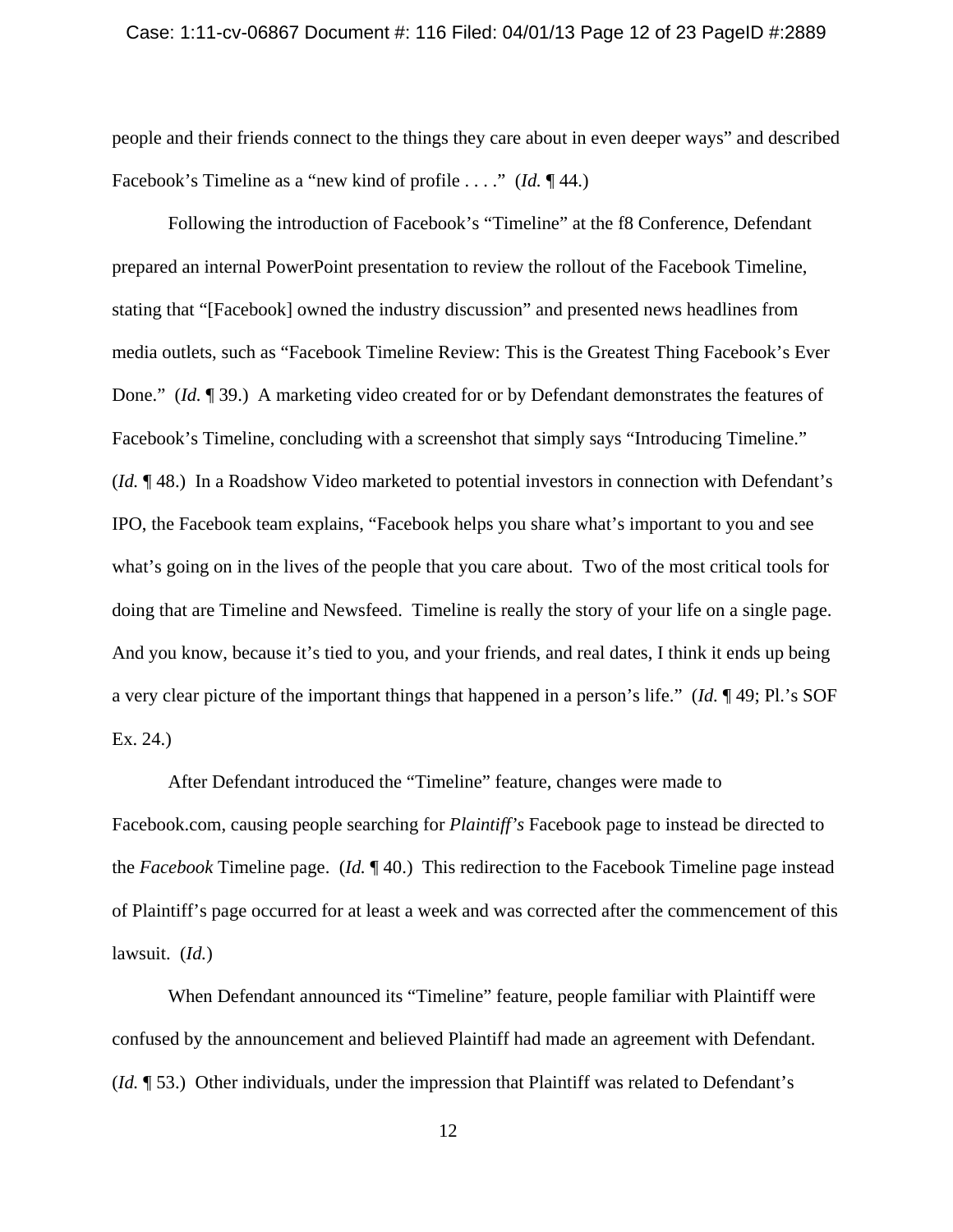people and their friends connect to the things they care about in even deeper ways" and described Facebook's Timeline as a "new kind of profile . . . ." (*Id.* ¶ 44.)

Following the introduction of Facebook's "Timeline" at the f8 Conference, Defendant prepared an internal PowerPoint presentation to review the rollout of the Facebook Timeline, stating that "[Facebook] owned the industry discussion" and presented news headlines from media outlets, such as "Facebook Timeline Review: This is the Greatest Thing Facebook's Ever Done." (*Id.* ¶ 39.) A marketing video created for or by Defendant demonstrates the features of Facebook's Timeline, concluding with a screenshot that simply says "Introducing Timeline." (*Id.* ¶ 48.) In a Roadshow Video marketed to potential investors in connection with Defendant's IPO, the Facebook team explains, "Facebook helps you share what's important to you and see what's going on in the lives of the people that you care about. Two of the most critical tools for doing that are Timeline and Newsfeed. Timeline is really the story of your life on a single page. And you know, because it's tied to you, and your friends, and real dates, I think it ends up being a very clear picture of the important things that happened in a person's life." (*Id.* ¶ 49; Pl.'s SOF Ex. 24.)

After Defendant introduced the "Timeline" feature, changes were made to Facebook.com, causing people searching for *Plaintiff's* Facebook page to instead be directed to the *Facebook* Timeline page. (*Id.* ¶ 40.) This redirection to the Facebook Timeline page instead of Plaintiff's page occurred for at least a week and was corrected after the commencement of this lawsuit. (*Id.*)

When Defendant announced its "Timeline" feature, people familiar with Plaintiff were confused by the announcement and believed Plaintiff had made an agreement with Defendant. (*Id.* ¶ 53.) Other individuals, under the impression that Plaintiff was related to Defendant's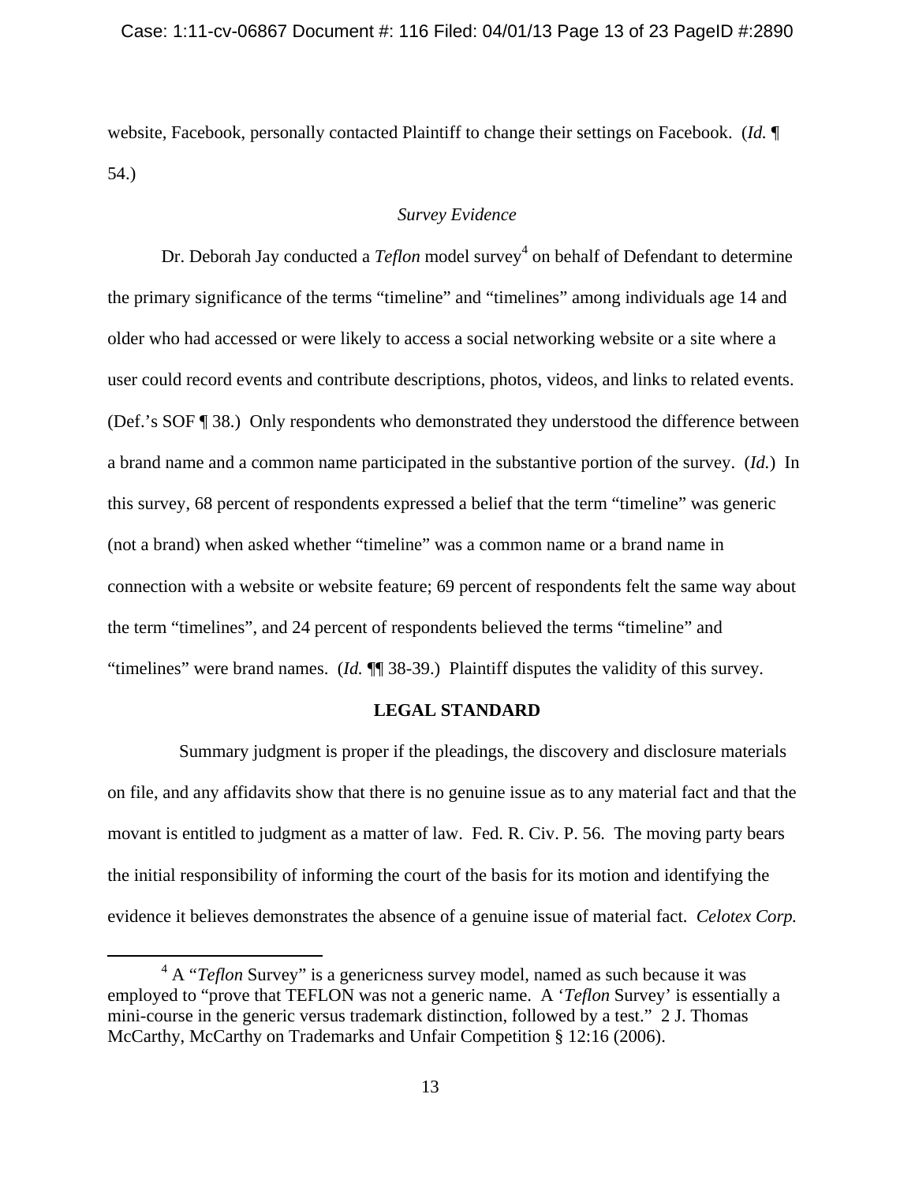website, Facebook, personally contacted Plaintiff to change their settings on Facebook. (*Id.* ¶ 54.)

*Survey Evidence*

Dr. Deborah Jay conducted a *Teflon* model survey[4] on behalf of Defendant to determine the primary significance of the terms "timeline" and "timelines" among individuals age 14 and older who had accessed or were likely to access a social networking website or a site where a user could record events and contribute descriptions, photos, videos, and links to related events. (Def.'s SOF ¶ 38.) Only respondents who demonstrated they understood the difference between a brand name and a common name participated in the substantive portion of the survey. (*Id.*) In this survey, 68 percent of respondents expressed a belief that the term "timeline" was generic (not a brand) when asked whether "timeline" was a common name or a brand name in connection with a website or website feature; 69 percent of respondents felt the same way about the term "timelines", and 24 percent of respondents believed the terms "timeline" and "timelines" were brand names. (*Id.* ¶¶ 38-39.) Plaintiff disputes the validity of this survey.

**LEGAL STANDARD**

Summary judgment is proper if the pleadings, the discovery and disclosure materials on file, and any affidavits show that there is no genuine issue as to any material fact and that the movant is entitled to judgment as a matter of law. Fed. R. Civ. P. 56. The moving party bears the initial responsibility of informing the court of the basis for its motion and identifying the evidence it believes demonstrates the absence of a genuine issue of material fact. *Celotex Corp.*

[4] A "*Teflon* Survey" is a genericness survey model, named as such because it was employed to "prove that TEFLON was not a generic name. A '*Teflon* Survey' is essentially a mini-course in the generic versus trademark distinction, followed by a test." 2 J. Thomas McCarthy, McCarthy on Trademarks and Unfair Competition § 12:16 (2006).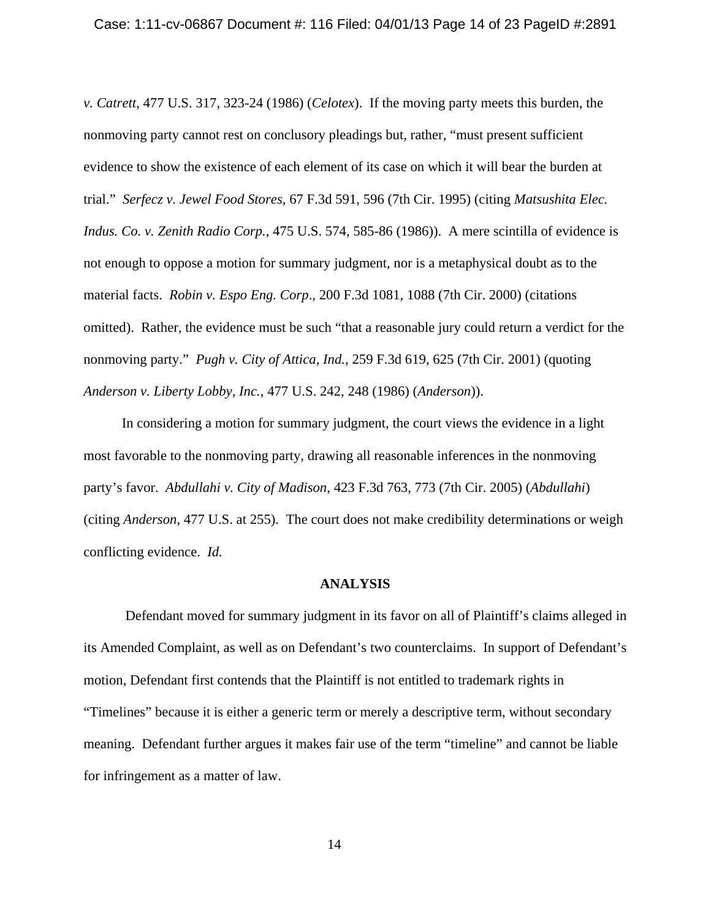*v. Catrett*, 477 U.S. 317, 323-24 (1986) (*Celotex*). If the moving party meets this burden, the nonmoving party cannot rest on conclusory pleadings but, rather, "must present sufficient evidence to show the existence of each element of its case on which it will bear the burden at trial." *Serfecz v. Jewel Food Stores*, 67 F.3d 591, 596 (7th Cir. 1995) (citing *Matsushita Elec. Indus. Co. v. Zenith Radio Corp.*, 475 U.S. 574, 585-86 (1986)). A mere scintilla of evidence is not enough to oppose a motion for summary judgment, nor is a metaphysical doubt as to the material facts. *Robin v. Espo Eng. Corp*., 200 F.3d 1081, 1088 (7th Cir. 2000) (citations omitted). Rather, the evidence must be such "that a reasonable jury could return a verdict for the nonmoving party." *Pugh v. City of Attica, Ind.*, 259 F.3d 619, 625 (7th Cir. 2001) (quoting *Anderson v. Liberty Lobby, Inc.*, 477 U.S. 242, 248 (1986) (*Anderson*)).

In considering a motion for summary judgment, the court views the evidence in a light most favorable to the nonmoving party, drawing all reasonable inferences in the nonmoving party's favor. *Abdullahi v. City of Madison*, 423 F.3d 763, 773 (7th Cir. 2005) (*Abdullahi*) (citing *Anderson*, 477 U.S. at 255). The court does not make credibility determinations or weigh conflicting evidence. *Id.*

**ANALYSIS**

Defendant moved for summary judgment in its favor on all of Plaintiff's claims alleged in its Amended Complaint, as well as on Defendant's two counterclaims. In support of Defendant's motion, Defendant first contends that the Plaintiff is not entitled to trademark rights in "Timelines" because it is either a generic term or merely a descriptive term, without secondary meaning. Defendant further argues it makes fair use of the term "timeline" and cannot be liable for infringement as a matter of law.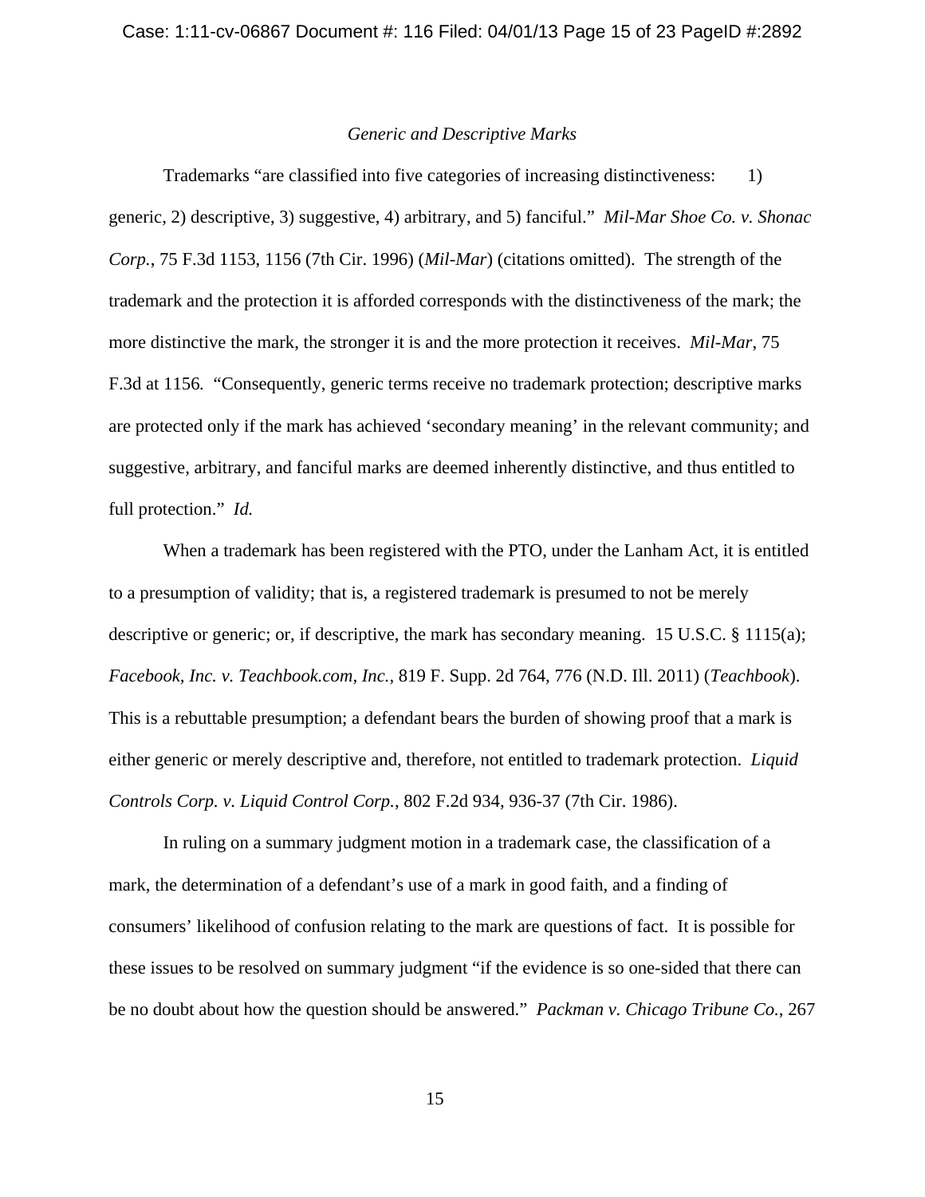*Generic and Descriptive Marks*

Trademarks "are classified into five categories of increasing distinctiveness: 1) generic, 2) descriptive, 3) suggestive, 4) arbitrary, and 5) fanciful." *Mil-Mar Shoe Co. v. Shonac Corp.*, 75 F.3d 1153, 1156 (7th Cir. 1996) (*Mil-Mar*) (citations omitted). The strength of the trademark and the protection it is afforded corresponds with the distinctiveness of the mark; the more distinctive the mark, the stronger it is and the more protection it receives. *Mil-Mar*, 75 F.3d at 1156*.* "Consequently, generic terms receive no trademark protection; descriptive marks are protected only if the mark has achieved 'secondary meaning' in the relevant community; and suggestive, arbitrary, and fanciful marks are deemed inherently distinctive, and thus entitled to full protection." *Id.*

When a trademark has been registered with the PTO, under the Lanham Act, it is entitled to a presumption of validity; that is, a registered trademark is presumed to not be merely descriptive or generic; or, if descriptive, the mark has secondary meaning. 15 U.S.C. § 1115(a); *Facebook, Inc. v. Teachbook.com, Inc.*, 819 F. Supp. 2d 764, 776 (N.D. Ill. 2011) (*Teachbook*). This is a rebuttable presumption; a defendant bears the burden of showing proof that a mark is either generic or merely descriptive and, therefore, not entitled to trademark protection. *Liquid Controls Corp. v. Liquid Control Corp.*, 802 F.2d 934, 936-37 (7th Cir. 1986).

In ruling on a summary judgment motion in a trademark case, the classification of a mark, the determination of a defendant's use of a mark in good faith, and a finding of consumers' likelihood of confusion relating to the mark are questions of fact. It is possible for these issues to be resolved on summary judgment "if the evidence is so one-sided that there can be no doubt about how the question should be answered." *Packman v. Chicago Tribune Co.*, 267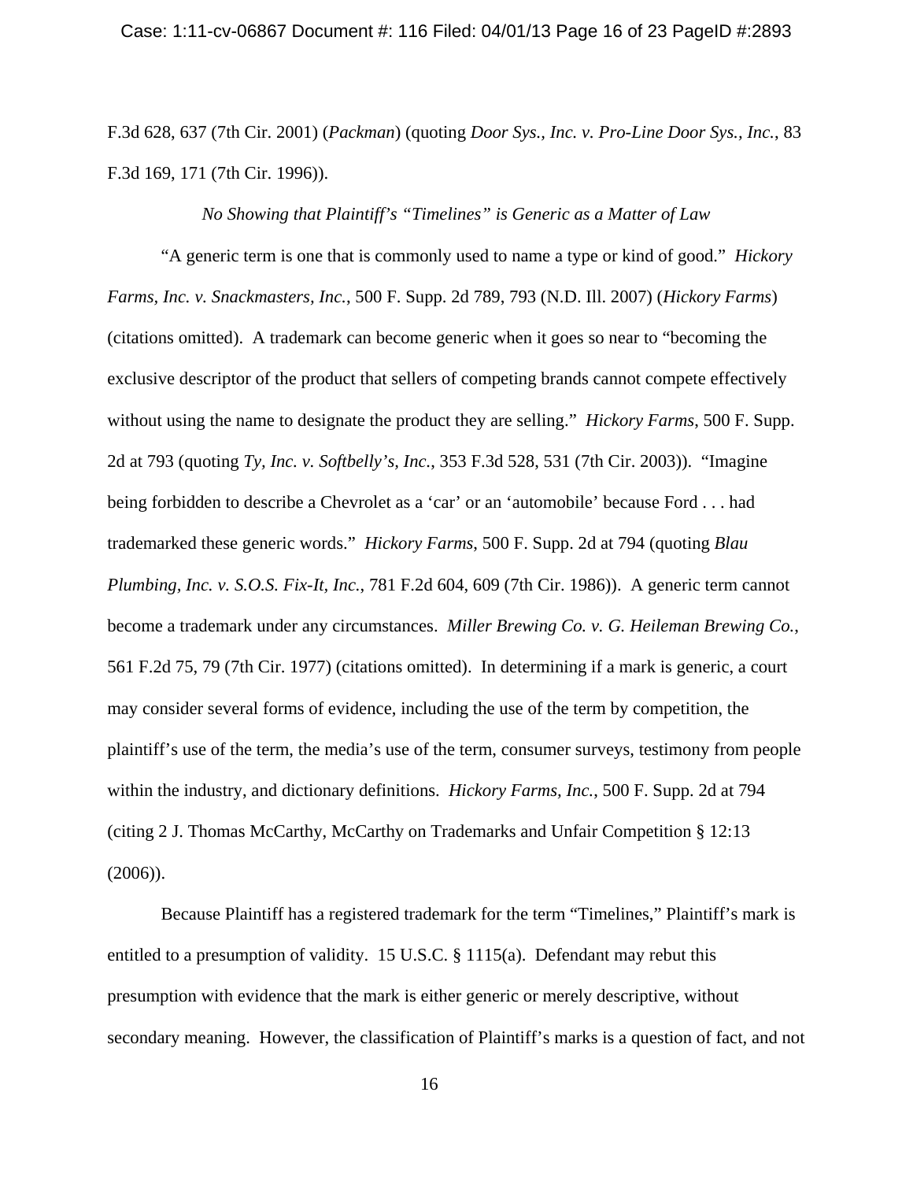F.3d 628, 637 (7th Cir. 2001) (*Packman*) (quoting *Door Sys., Inc. v. Pro-Line Door Sys., Inc.*, 83 F.3d 169, 171 (7th Cir. 1996)).

*No Showing that Plaintiff's "Timelines" is Generic as a Matter of Law*

"A generic term is one that is commonly used to name a type or kind of good." *Hickory Farms, Inc. v. Snackmasters, Inc.*, 500 F. Supp. 2d 789, 793 (N.D. Ill. 2007) (*Hickory Farms*) (citations omitted). A trademark can become generic when it goes so near to "becoming the exclusive descriptor of the product that sellers of competing brands cannot compete effectively without using the name to designate the product they are selling." *Hickory Farms*, 500 F. Supp. 2d at 793 (quoting *Ty, Inc. v. Softbelly's, Inc.*, 353 F.3d 528, 531 (7th Cir. 2003)). "Imagine being forbidden to describe a Chevrolet as a 'car' or an 'automobile' because Ford . . . had trademarked these generic words." *Hickory Farms*, 500 F. Supp. 2d at 794 (quoting *Blau Plumbing, Inc. v. S.O.S. Fix-It, Inc.*, 781 F.2d 604, 609 (7th Cir. 1986)). A generic term cannot become a trademark under any circumstances. *Miller Brewing Co. v. G. Heileman Brewing Co.*, 561 F.2d 75, 79 (7th Cir. 1977) (citations omitted). In determining if a mark is generic, a court may consider several forms of evidence, including the use of the term by competition, the plaintiff's use of the term, the media's use of the term, consumer surveys, testimony from people within the industry, and dictionary definitions. *Hickory Farms, Inc.*, 500 F. Supp. 2d at 794 (citing 2 J. Thomas McCarthy, McCarthy on Trademarks and Unfair Competition § 12:13 (2006)).

Because Plaintiff has a registered trademark for the term "Timelines," Plaintiff's mark is entitled to a presumption of validity. 15 U.S.C. § 1115(a). Defendant may rebut this presumption with evidence that the mark is either generic or merely descriptive, without secondary meaning. However, the classification of Plaintiff's marks is a question of fact, and not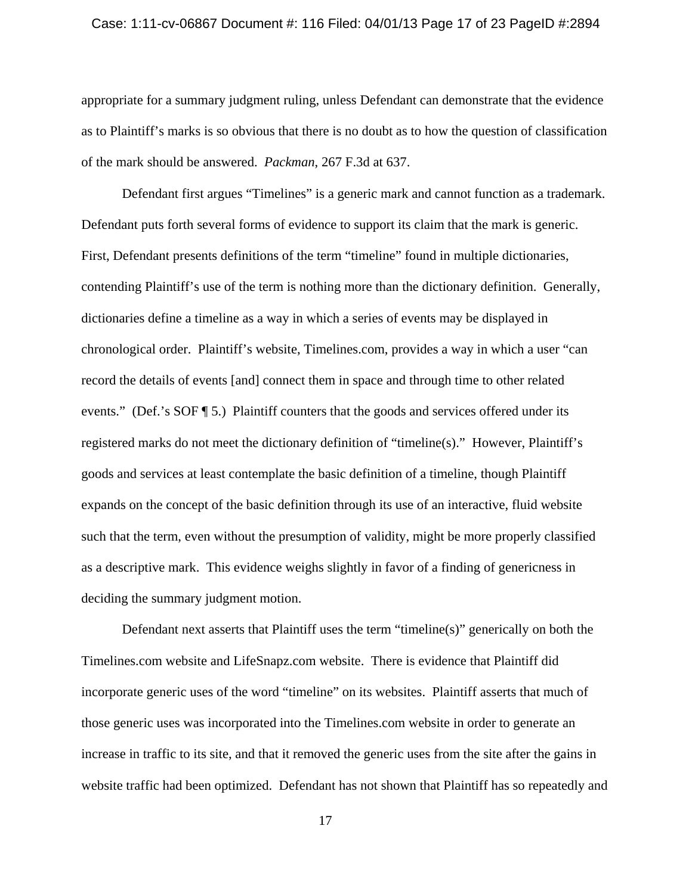appropriate for a summary judgment ruling, unless Defendant can demonstrate that the evidence as to Plaintiff's marks is so obvious that there is no doubt as to how the question of classification of the mark should be answered. *Packman*, 267 F.3d at 637.

Defendant first argues "Timelines" is a generic mark and cannot function as a trademark. Defendant puts forth several forms of evidence to support its claim that the mark is generic. First, Defendant presents definitions of the term "timeline" found in multiple dictionaries, contending Plaintiff's use of the term is nothing more than the dictionary definition. Generally, dictionaries define a timeline as a way in which a series of events may be displayed in chronological order. Plaintiff's website, Timelines.com, provides a way in which a user "can record the details of events [and] connect them in space and through time to other related events." (Def.'s SOF ¶ 5.) Plaintiff counters that the goods and services offered under its registered marks do not meet the dictionary definition of "timeline(s)." However, Plaintiff's goods and services at least contemplate the basic definition of a timeline, though Plaintiff expands on the concept of the basic definition through its use of an interactive, fluid website such that the term, even without the presumption of validity, might be more properly classified as a descriptive mark. This evidence weighs slightly in favor of a finding of genericness in deciding the summary judgment motion.

Defendant next asserts that Plaintiff uses the term "timeline(s)" generically on both the Timelines.com website and LifeSnapz.com website. There is evidence that Plaintiff did incorporate generic uses of the word "timeline" on its websites. Plaintiff asserts that much of those generic uses was incorporated into the Timelines.com website in order to generate an increase in traffic to its site, and that it removed the generic uses from the site after the gains in website traffic had been optimized. Defendant has not shown that Plaintiff has so repeatedly and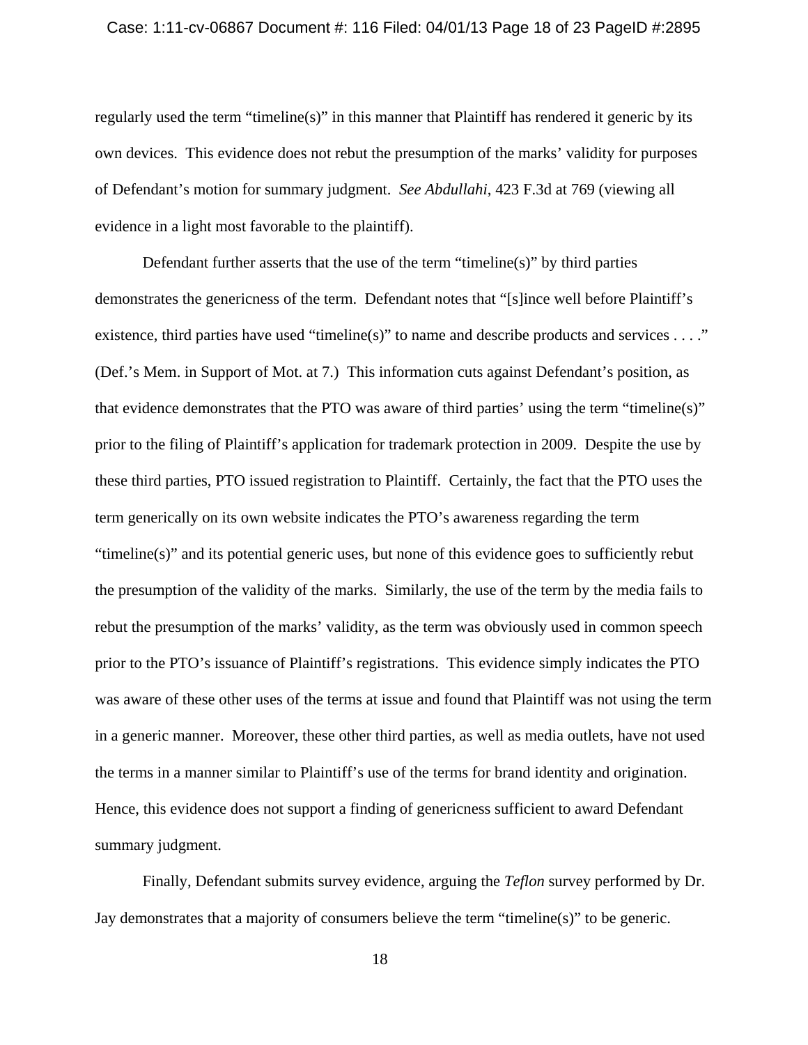regularly used the term "timeline(s)" in this manner that Plaintiff has rendered it generic by its own devices. This evidence does not rebut the presumption of the marks' validity for purposes of Defendant's motion for summary judgment. *See Abdullahi*, 423 F.3d at 769 (viewing all evidence in a light most favorable to the plaintiff).

Defendant further asserts that the use of the term "timeline(s)" by third parties demonstrates the genericness of the term. Defendant notes that "[s]ince well before Plaintiff's existence, third parties have used "timeline(s)" to name and describe products and services . . . ." (Def.'s Mem. in Support of Mot. at 7.) This information cuts against Defendant's position, as that evidence demonstrates that the PTO was aware of third parties' using the term "timeline(s)" prior to the filing of Plaintiff's application for trademark protection in 2009. Despite the use by these third parties, PTO issued registration to Plaintiff. Certainly, the fact that the PTO uses the term generically on its own website indicates the PTO's awareness regarding the term "timeline(s)" and its potential generic uses, but none of this evidence goes to sufficiently rebut the presumption of the validity of the marks. Similarly, the use of the term by the media fails to rebut the presumption of the marks' validity, as the term was obviously used in common speech prior to the PTO's issuance of Plaintiff's registrations. This evidence simply indicates the PTO was aware of these other uses of the terms at issue and found that Plaintiff was not using the term in a generic manner. Moreover, these other third parties, as well as media outlets, have not used the terms in a manner similar to Plaintiff's use of the terms for brand identity and origination. Hence, this evidence does not support a finding of genericness sufficient to award Defendant summary judgment.

Finally, Defendant submits survey evidence, arguing the *Teflon* survey performed by Dr. Jay demonstrates that a majority of consumers believe the term "timeline(s)" to be generic.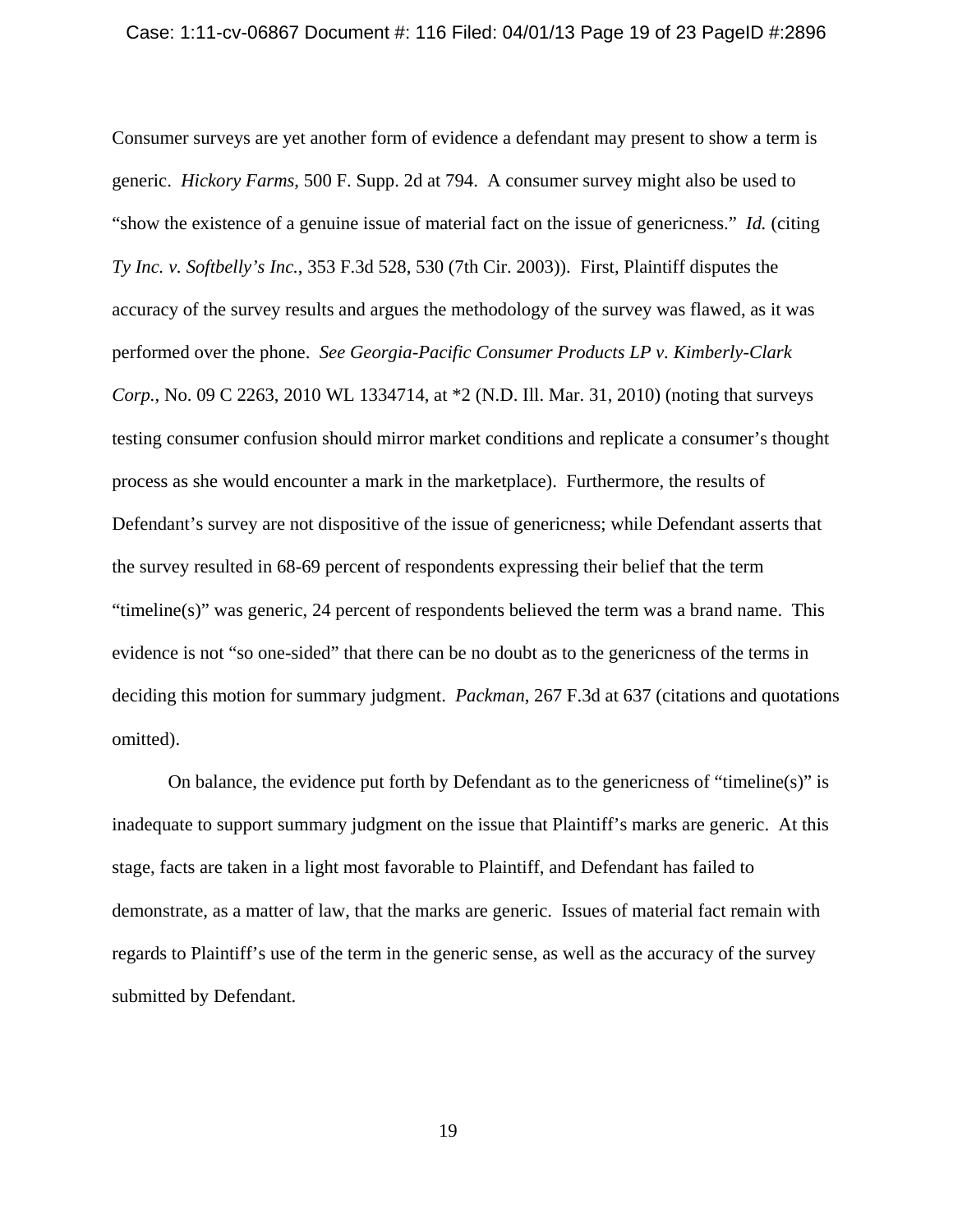Consumer surveys are yet another form of evidence a defendant may present to show a term is generic. *Hickory Farms*, 500 F. Supp. 2d at 794. A consumer survey might also be used to "show the existence of a genuine issue of material fact on the issue of genericness." *Id.* (citing *Ty Inc. v. Softbelly's Inc.*, 353 F.3d 528, 530 (7th Cir. 2003)). First, Plaintiff disputes the accuracy of the survey results and argues the methodology of the survey was flawed, as it was performed over the phone. *See Georgia-Pacific Consumer Products LP v. Kimberly-Clark Corp.*, No. 09 C 2263, 2010 WL 1334714, at *2 (N.D. Ill. Mar. 31, 2010) (noting that surveys testing consumer confusion should mirror market conditions and replicate a consumer's thought process as she would encounter a mark in the marketplace). Furthermore, the results of Defendant's survey are not dispositive of the issue of genericness; while Defendant asserts that the survey resulted in 68-69 percent of respondents expressing their belief that the term "timeline(s)" was generic, 24 percent of respondents believed the term was a brand name. This evidence is not "so one-sided" that there can be no doubt as to the genericness of the terms in deciding this motion for summary judgment. *Packman*, 267 F.3d at 637 (citations and quotations omitted).

On balance, the evidence put forth by Defendant as to the genericness of "timeline(s)" is inadequate to support summary judgment on the issue that Plaintiff's marks are generic. At this stage, facts are taken in a light most favorable to Plaintiff, and Defendant has failed to demonstrate, as a matter of law, that the marks are generic. Issues of material fact remain with regards to Plaintiff's use of the term in the generic sense, as well as the accuracy of the survey submitted by Defendant.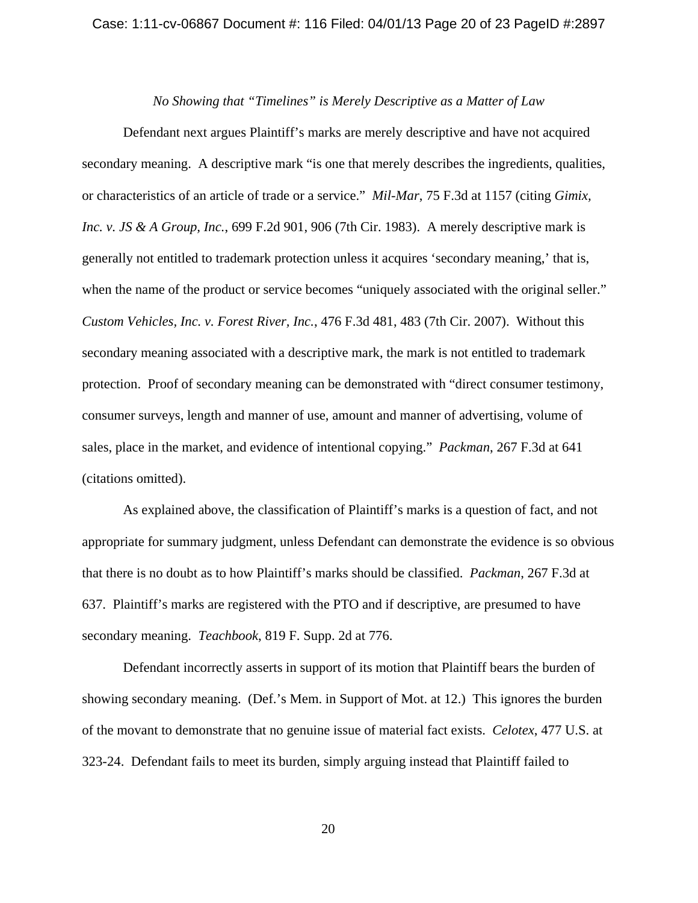*No Showing that "Timelines" is Merely Descriptive as a Matter of Law*

Defendant next argues Plaintiff's marks are merely descriptive and have not acquired secondary meaning. A descriptive mark "is one that merely describes the ingredients, qualities, or characteristics of an article of trade or a service." *Mil-Mar*, 75 F.3d at 1157 (citing *Gimix, Inc. v. JS & A Group, Inc.*, 699 F.2d 901, 906 (7th Cir. 1983). A merely descriptive mark is generally not entitled to trademark protection unless it acquires 'secondary meaning,' that is, when the name of the product or service becomes "uniquely associated with the original seller." *Custom Vehicles, Inc. v. Forest River, Inc.*, 476 F.3d 481, 483 (7th Cir. 2007). Without this secondary meaning associated with a descriptive mark, the mark is not entitled to trademark protection. Proof of secondary meaning can be demonstrated with "direct consumer testimony, consumer surveys, length and manner of use, amount and manner of advertising, volume of sales, place in the market, and evidence of intentional copying." *Packman*, 267 F.3d at 641 (citations omitted).

As explained above, the classification of Plaintiff's marks is a question of fact, and not appropriate for summary judgment, unless Defendant can demonstrate the evidence is so obvious that there is no doubt as to how Plaintiff's marks should be classified. *Packman*, 267 F.3d at 637. Plaintiff's marks are registered with the PTO and if descriptive, are presumed to have secondary meaning. *Teachbook*, 819 F. Supp. 2d at 776.

Defendant incorrectly asserts in support of its motion that Plaintiff bears the burden of showing secondary meaning. (Def.'s Mem. in Support of Mot. at 12.) This ignores the burden of the movant to demonstrate that no genuine issue of material fact exists. *Celotex*, 477 U.S. at 323-24. Defendant fails to meet its burden, simply arguing instead that Plaintiff failed to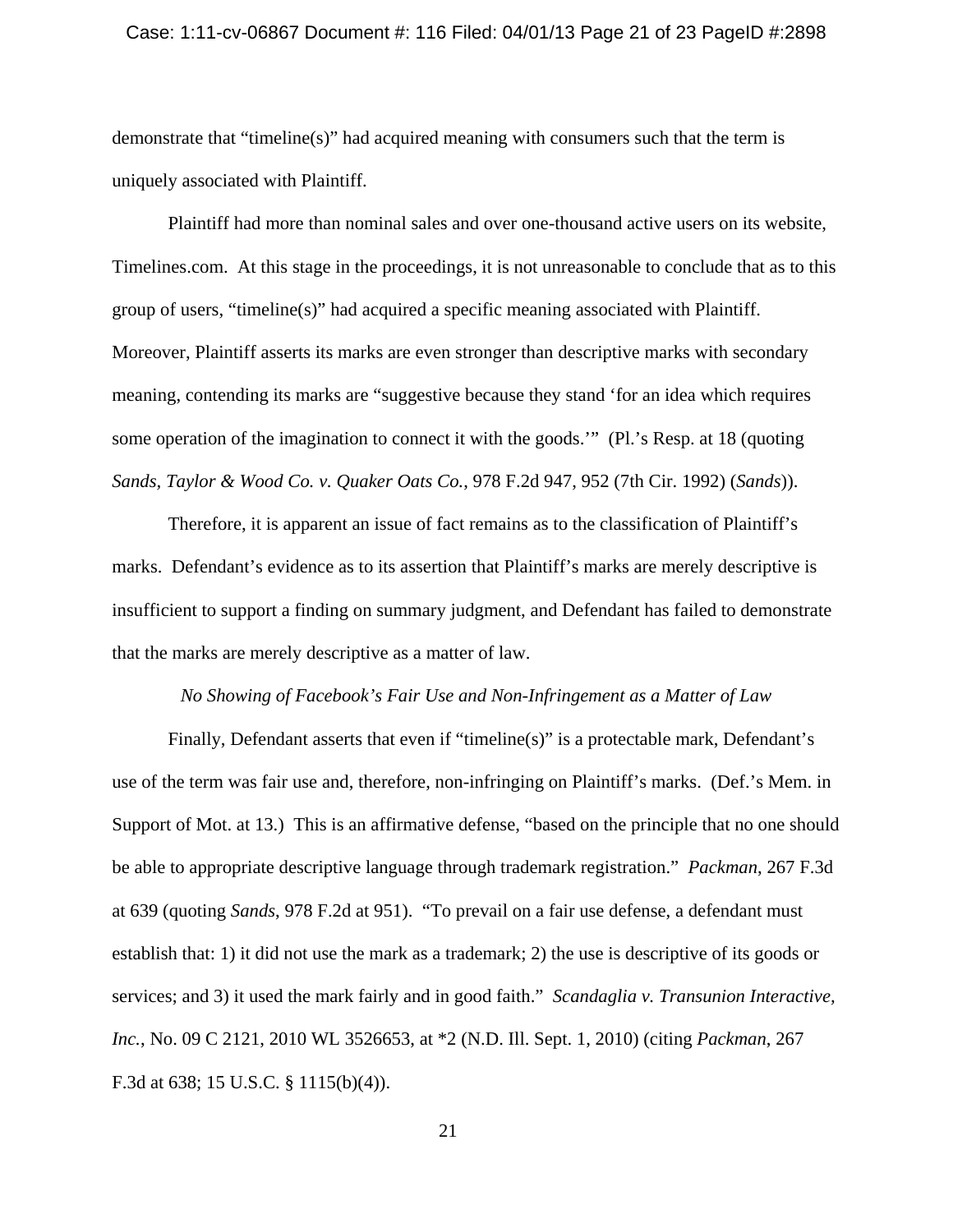demonstrate that "timeline(s)" had acquired meaning with consumers such that the term is uniquely associated with Plaintiff.

Plaintiff had more than nominal sales and over one-thousand active users on its website, Timelines.com. At this stage in the proceedings, it is not unreasonable to conclude that as to this group of users, "timeline(s)" had acquired a specific meaning associated with Plaintiff. Moreover, Plaintiff asserts its marks are even stronger than descriptive marks with secondary meaning, contending its marks are "suggestive because they stand 'for an idea which requires some operation of the imagination to connect it with the goods.'" (Pl.'s Resp. at 18 (quoting *Sands, Taylor & Wood Co. v. Quaker Oats Co.*, 978 F.2d 947, 952 (7th Cir. 1992) (*Sands*)).

Therefore, it is apparent an issue of fact remains as to the classification of Plaintiff's marks. Defendant's evidence as to its assertion that Plaintiff's marks are merely descriptive is insufficient to support a finding on summary judgment, and Defendant has failed to demonstrate that the marks are merely descriptive as a matter of law.

*No Showing of Facebook's Fair Use and Non-Infringement as a Matter of Law*

Finally, Defendant asserts that even if "timeline(s)" is a protectable mark, Defendant's use of the term was fair use and, therefore, non-infringing on Plaintiff's marks. (Def.'s Mem. in Support of Mot. at 13.) This is an affirmative defense, "based on the principle that no one should be able to appropriate descriptive language through trademark registration." *Packman*, 267 F.3d at 639 (quoting *Sands*, 978 F.2d at 951). "To prevail on a fair use defense, a defendant must establish that: 1) it did not use the mark as a trademark; 2) the use is descriptive of its goods or services; and 3) it used the mark fairly and in good faith." *Scandaglia v. Transunion Interactive, Inc.*, No. 09 C 2121, 2010 WL 3526653, at *2 (N.D. Ill. Sept. 1, 2010) (citing *Packman*, 267 F.3d at 638; 15 U.S.C. § 1115(b)(4)).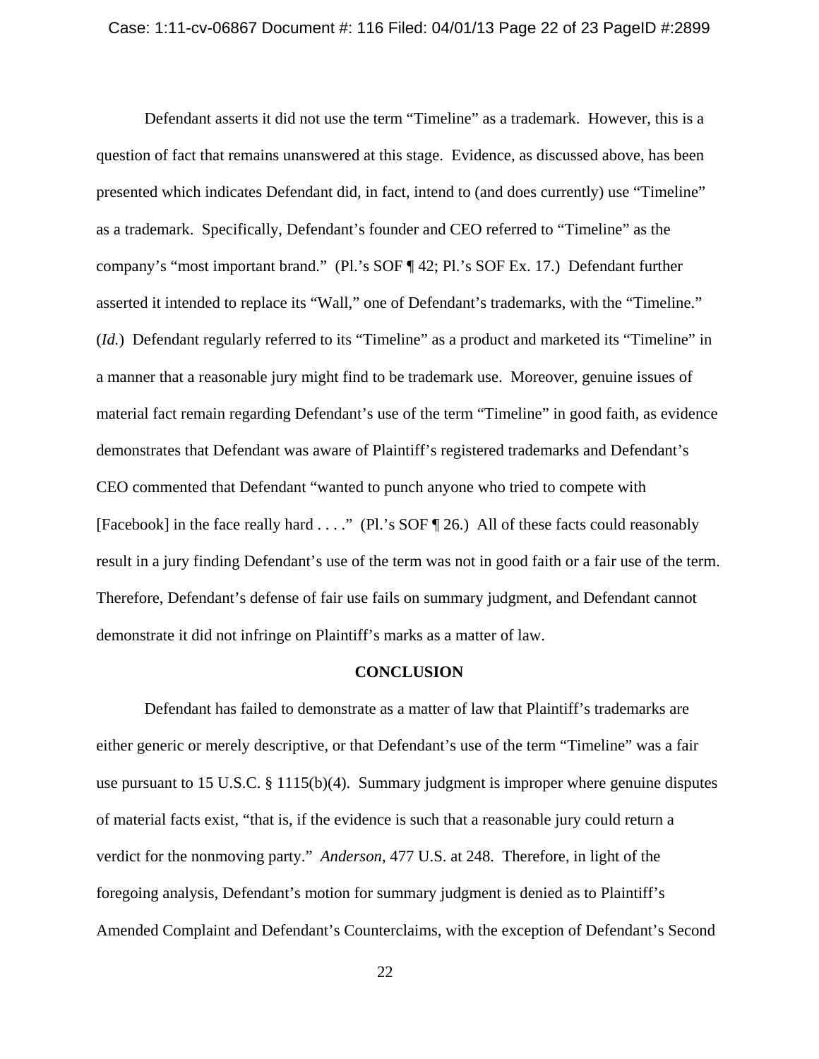Defendant asserts it did not use the term "Timeline" as a trademark. However, this is a question of fact that remains unanswered at this stage. Evidence, as discussed above, has been presented which indicates Defendant did, in fact, intend to (and does currently) use "Timeline" as a trademark. Specifically, Defendant's founder and CEO referred to "Timeline" as the company's "most important brand." (Pl.'s SOF ¶ 42; Pl.'s SOF Ex. 17.) Defendant further asserted it intended to replace its "Wall," one of Defendant's trademarks, with the "Timeline." (*Id.*) Defendant regularly referred to its "Timeline" as a product and marketed its "Timeline" in a manner that a reasonable jury might find to be trademark use. Moreover, genuine issues of material fact remain regarding Defendant's use of the term "Timeline" in good faith, as evidence demonstrates that Defendant was aware of Plaintiff's registered trademarks and Defendant's CEO commented that Defendant "wanted to punch anyone who tried to compete with [Facebook] in the face really hard . . . ." (Pl.'s SOF ¶ 26.) All of these facts could reasonably result in a jury finding Defendant's use of the term was not in good faith or a fair use of the term. Therefore, Defendant's defense of fair use fails on summary judgment, and Defendant cannot demonstrate it did not infringe on Plaintiff's marks as a matter of law.

**CONCLUSION**

Defendant has failed to demonstrate as a matter of law that Plaintiff's trademarks are either generic or merely descriptive, or that Defendant's use of the term "Timeline" was a fair use pursuant to 15 U.S.C. § 1115(b)(4). Summary judgment is improper where genuine disputes of material facts exist, "that is, if the evidence is such that a reasonable jury could return a verdict for the nonmoving party." *Anderson*, 477 U.S. at 248. Therefore, in light of the foregoing analysis, Defendant's motion for summary judgment is denied as to Plaintiff's Amended Complaint and Defendant's Counterclaims, with the exception of Defendant's Second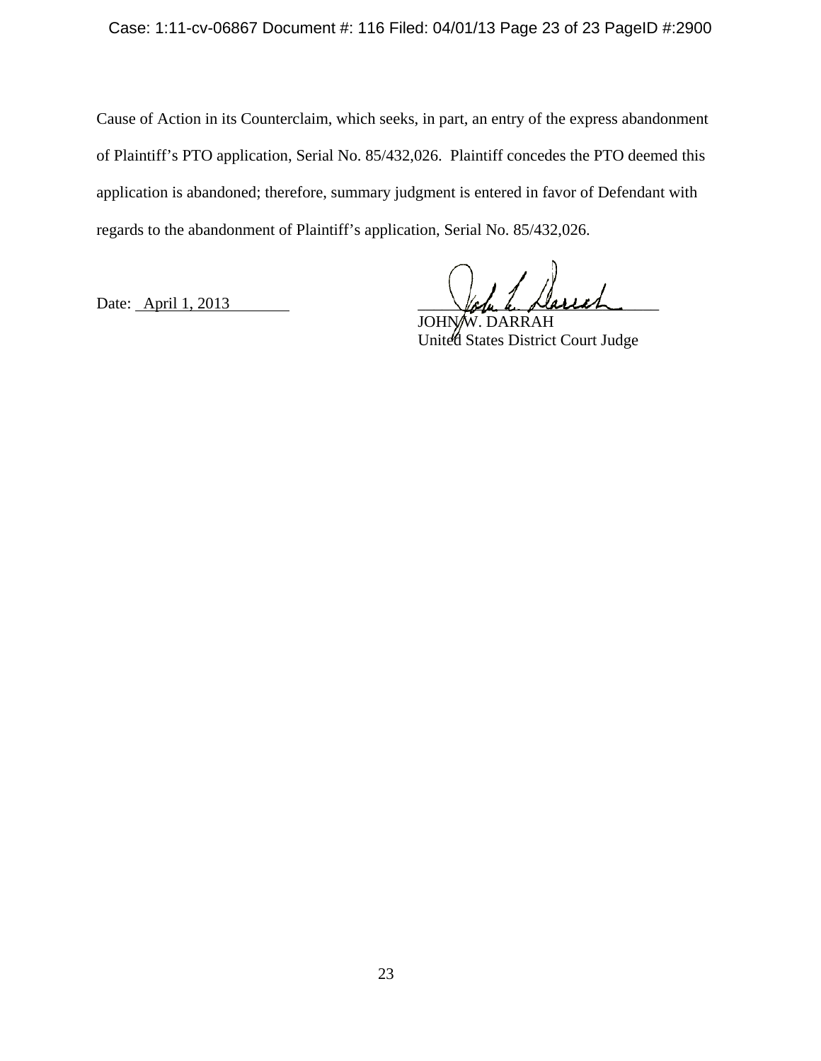Cause of Action in its Counterclaim, which seeks, in part, an entry of the express abandonment of Plaintiff's PTO application, Serial No. 85/432,026. Plaintiff concedes the PTO deemed this application is abandoned; therefore, summary judgment is entered in favor of Defendant with regards to the abandonment of Plaintiff's application, Serial No. 85/432,026.

Date: April 1, 2013

JOHN W. DARRAH
United States District Court Judge